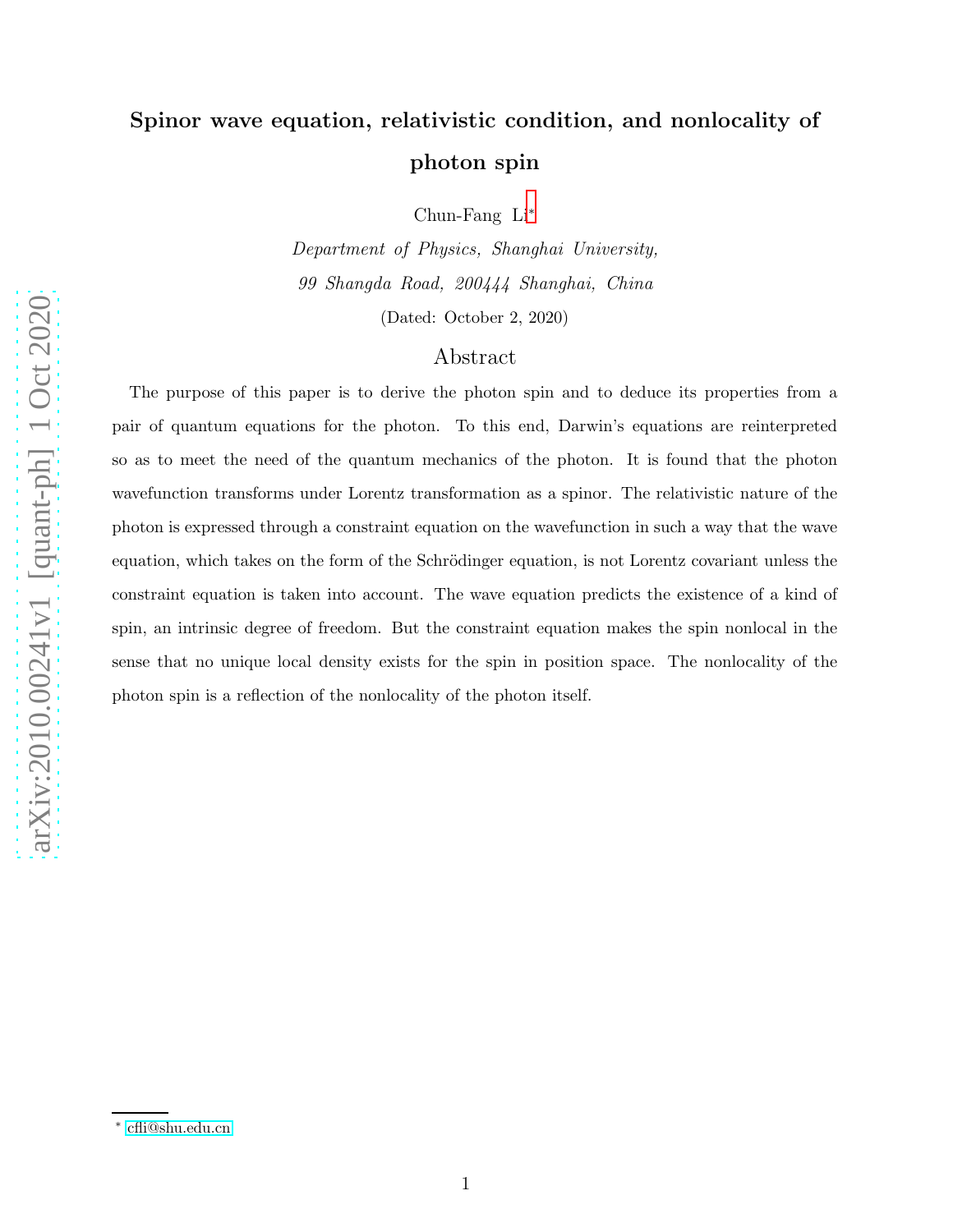# Spinor wave equation, relativistic condition, and nonlocality of photon spin

Chun-Fang Li*

*Department of Physics, Shanghai University,*
*99 Shangda Road, 200444 Shanghai, China*

(Dated: October 2, 2020)

## Abstract

The purpose of this paper is to derive the photon spin and to deduce its properties from a pair of quantum equations for the photon. To this end, Darwin's equations are reinterpreted so as to meet the need of the quantum mechanics of the photon. It is found that the photon wavefunction transforms under Lorentz transformation as a spinor. The relativistic nature of the photon is expressed through a constraint equation on the wavefunction in such a way that the wave equation, which takes on the form of the Schrödinger equation, is not Lorentz covariant unless the constraint equation is taken into account. The wave equation predicts the existence of a kind of spin, an intrinsic degree of freedom. But the constraint equation makes the spin nonlocal in the sense that no unique local density exists for the spin in position space. The nonlocality of the photon spin is a reflection of the nonlocality of the photon itself.

* cfli@shu.edu.cn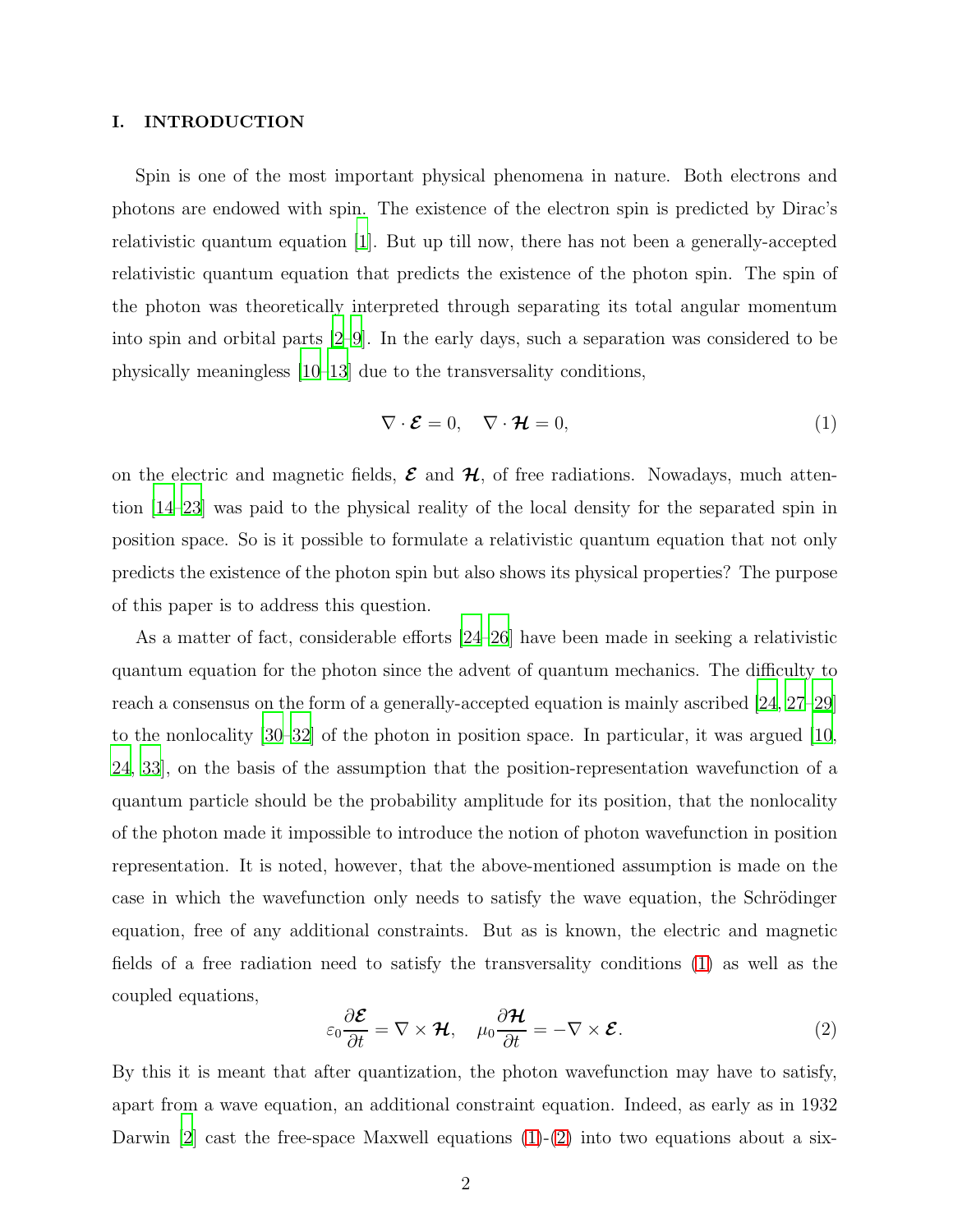## I. INTRODUCTION

Spin is one of the most important physical phenomena in nature. Both electrons and photons are endowed with spin. The existence of the electron spin is predicted by Dirac's relativistic quantum equation [1]. But up till now, there has not been a generally-accepted relativistic quantum equation that predicts the existence of the photon spin. The spin of the photon was theoretically interpreted through separating its total angular momentum into spin and orbital parts [2–9]. In the early days, such a separation was considered to be physically meaningless [10–13] due to the transversality conditions,

$$\nabla \cdot \boldsymbol{\mathcal{E}} = 0, \quad \nabla \cdot \boldsymbol{\mathcal{H}} = 0, \tag{1}$$

on the electric and magnetic fields, $\boldsymbol{\mathcal{E}}$ and $\boldsymbol{\mathcal{H}}$, of free radiations. Nowadays, much attention [14–23] was paid to the physical reality of the local density for the separated spin in position space. So is it possible to formulate a relativistic quantum equation that not only predicts the existence of the photon spin but also shows its physical properties? The purpose of this paper is to address this question.

As a matter of fact, considerable efforts [24–26] have been made in seeking a relativistic quantum equation for the photon since the advent of quantum mechanics. The difficulty to reach a consensus on the form of a generally-accepted equation is mainly ascribed [24, 27–29] to the nonlocality [30–32] of the photon in position space. In particular, it was argued [10, 24, 33], on the basis of the assumption that the position-representation wavefunction of a quantum particle should be the probability amplitude for its position, that the nonlocality of the photon made it impossible to introduce the notion of photon wavefunction in position representation. It is noted, however, that the above-mentioned assumption is made on the case in which the wavefunction only needs to satisfy the wave equation, the Schrödinger equation, free of any additional constraints. But as is known, the electric and magnetic fields of a free radiation need to satisfy the transversality conditions (1) as well as the coupled equations,

$$\varepsilon_0 \frac{\partial \boldsymbol{\mathcal{E}}}{\partial t} = \nabla \times \boldsymbol{\mathcal{H}}, \quad \mu_0 \frac{\partial \boldsymbol{\mathcal{H}}}{\partial t} = -\nabla \times \boldsymbol{\mathcal{E}}. \tag{2}$$

By this it is meant that after quantization, the photon wavefunction may have to satisfy, apart from a wave equation, an additional constraint equation. Indeed, as early as in 1932 Darwin [2] cast the free-space Maxwell equations (1)-(2) into two equations about a six-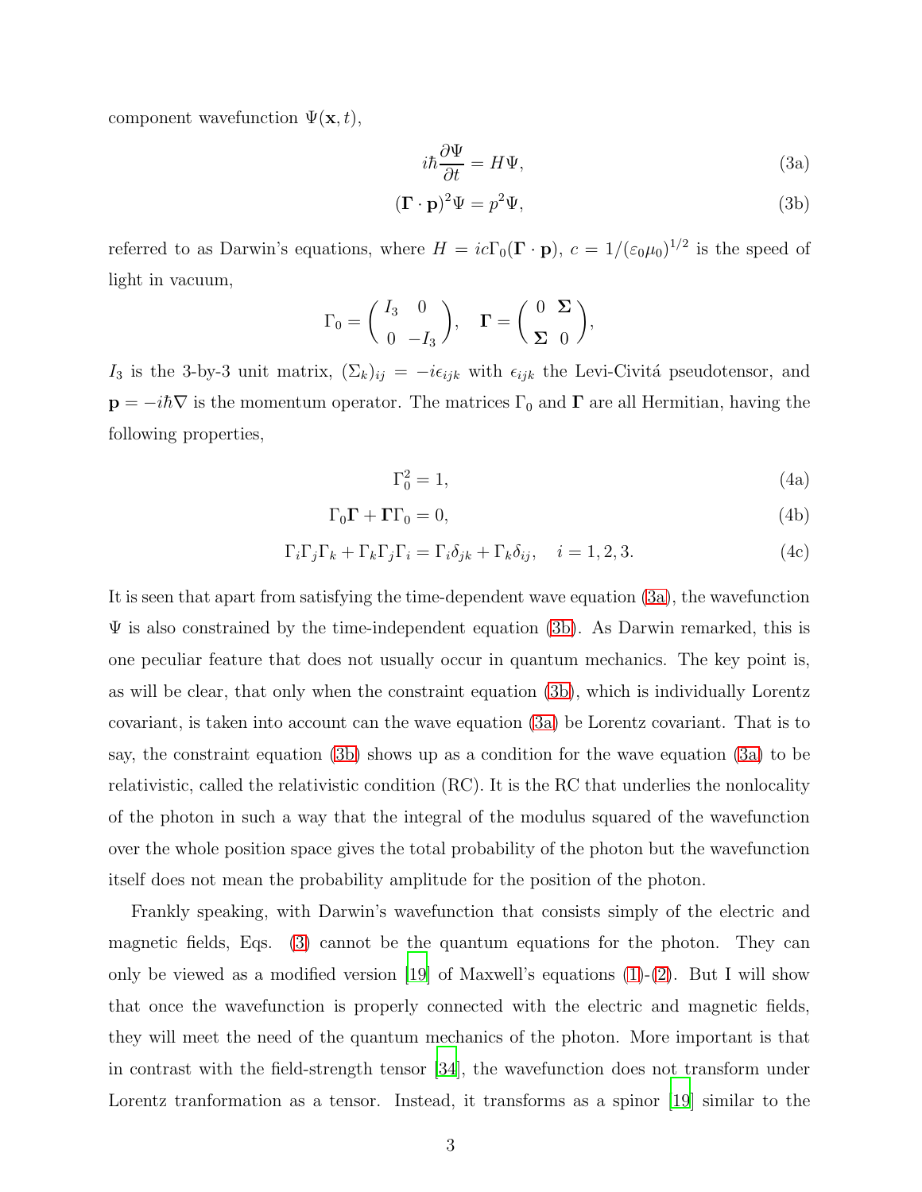component wavefunction $\Psi(\mathbf{x}, t)$,

$$i\hbar \frac{\partial \Psi}{\partial t} = H\Psi, \tag{3a}$$

$$(\mathbf{\Gamma} \cdot \mathbf{p})^2 \Psi = p^2 \Psi, \tag{3b}$$

referred to as Darwin's equations, where $H = ic\Gamma_0(\mathbf{\Gamma} \cdot \mathbf{p})$, $c = 1/(\varepsilon_0 \mu_0)^{1/2}$ is the speed of light in vacuum,

$$\Gamma_0 = \begin{pmatrix} I_3 & 0 \\ 0 & -I_3 \end{pmatrix}, \quad \mathbf{\Gamma} = \begin{pmatrix} 0 & \mathbf{\Sigma} \\ \mathbf{\Sigma} & 0 \end{pmatrix},$$

$I_3$ is the 3-by-3 unit matrix, $(\Sigma_k)_{ij} = -i\epsilon_{ijk}$ with $\epsilon_{ijk}$ the Levi-Civitá pseudotensor, and $\mathbf{p} = -i\hbar\nabla$ is the momentum operator. The matrices $\Gamma_0$ and $\mathbf{\Gamma}$ are all Hermitian, having the following properties,

$$\Gamma_0^2 = 1, \tag{4a}$$

$$\Gamma_0 \mathbf{\Gamma} + \mathbf{\Gamma} \Gamma_0 = 0, \tag{4b}$$

$$\Gamma_i \Gamma_j \Gamma_k + \Gamma_k \Gamma_j \Gamma_i = \Gamma_i \delta_{jk} + \Gamma_k \delta_{ij}, \quad i = 1, 2, 3. \tag{4c}$$

It is seen that apart from satisfying the time-dependent wave equation (3a), the wavefunction $\Psi$ is also constrained by the time-independent equation (3b). As Darwin remarked, this is one peculiar feature that does not usually occur in quantum mechanics. The key point is, as will be clear, that only when the constraint equation (3b), which is individually Lorentz covariant, is taken into account can the wave equation (3a) be Lorentz covariant. That is to say, the constraint equation (3b) shows up as a condition for the wave equation (3a) to be relativistic, called the relativistic condition (RC). It is the RC that underlies the nonlocality of the photon in such a way that the integral of the modulus squared of the wavefunction over the whole position space gives the total probability of the photon but the wavefunction itself does not mean the probability amplitude for the position of the photon.

Frankly speaking, with Darwin's wavefunction that consists simply of the electric and magnetic fields, Eqs. (3) cannot be the quantum equations for the photon. They can only be viewed as a modified version [19] of Maxwell's equations (1)-(2). But I will show that once the wavefunction is properly connected with the electric and magnetic fields, they will meet the need of the quantum mechanics of the photon. More important is that in contrast with the field-strength tensor [34], the wavefunction does not transform under Lorentz tranformation as a tensor. Instead, it transforms as a spinor [19] similar to the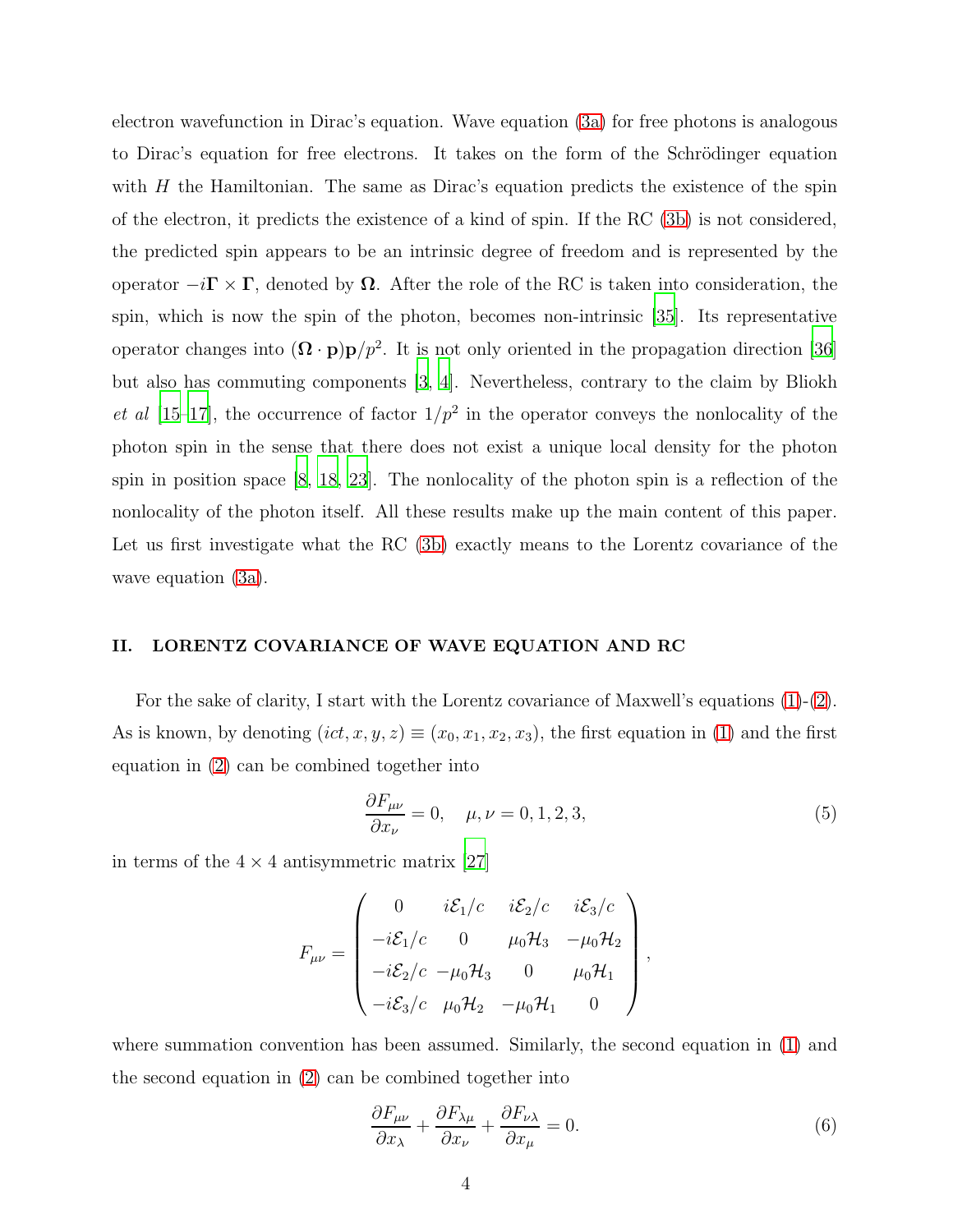electron wavefunction in Dirac's equation. Wave equation (3a) for free photons is analogous to Dirac's equation for free electrons. It takes on the form of the Schrödinger equation with $H$ the Hamiltonian. The same as Dirac's equation predicts the existence of the spin of the electron, it predicts the existence of a kind of spin. If the RC (3b) is not considered, the predicted spin appears to be an intrinsic degree of freedom and is represented by the operator $-i\mathbf{\Gamma}\times\mathbf{\Gamma}$, denoted by $\mathbf{\Omega}$. After the role of the RC is taken into consideration, the spin, which is now the spin of the photon, becomes non-intrinsic [35]. Its representative operator changes into $(\mathbf{\Omega}\cdot\mathbf{p})\mathbf{p}/p^2$. It is not only oriented in the propagation direction [36] but also has commuting components [3, 4]. Nevertheless, contrary to the claim by Bliokh *et al* [15–17], the occurrence of factor $1/p^2$ in the operator conveys the nonlocality of the photon spin in the sense that there does not exist a unique local density for the photon spin in position space [8, 18, 23]. The nonlocality of the photon spin is a reflection of the nonlocality of the photon itself. All these results make up the main content of this paper. Let us first investigate what the RC (3b) exactly means to the Lorentz covariance of the wave equation (3a).

## II. LORENTZ COVARIANCE OF WAVE EQUATION AND RC

For the sake of clarity, I start with the Lorentz covariance of Maxwell's equations (1)-(2). As is known, by denoting $(ict, x, y, z) \equiv (x_0, x_1, x_2, x_3)$, the first equation in (1) and the first equation in (2) can be combined together into

$$\frac{\partial F_{\mu\nu}}{\partial x_\nu} = 0, \quad \mu, \nu = 0, 1, 2, 3, \tag{5}$$

in terms of the $4\times 4$ antisymmetric matrix [27]

$$F_{\mu\nu} = \begin{pmatrix} 0 & i\mathcal{E}_1/c & i\mathcal{E}_2/c & i\mathcal{E}_3/c \\ -i\mathcal{E}_1/c & 0 & \mu_0\mathcal{H}_3 & -\mu_0\mathcal{H}_2 \\ -i\mathcal{E}_2/c & -\mu_0\mathcal{H}_3 & 0 & \mu_0\mathcal{H}_1 \\ -i\mathcal{E}_3/c & \mu_0\mathcal{H}_2 & -\mu_0\mathcal{H}_1 & 0 \end{pmatrix},$$

where summation convention has been assumed. Similarly, the second equation in (1) and the second equation in (2) can be combined together into

$$\frac{\partial F_{\mu\nu}}{\partial x_\lambda} + \frac{\partial F_{\lambda\mu}}{\partial x_\nu} + \frac{\partial F_{\nu\lambda}}{\partial x_\mu} = 0. \tag{6}$$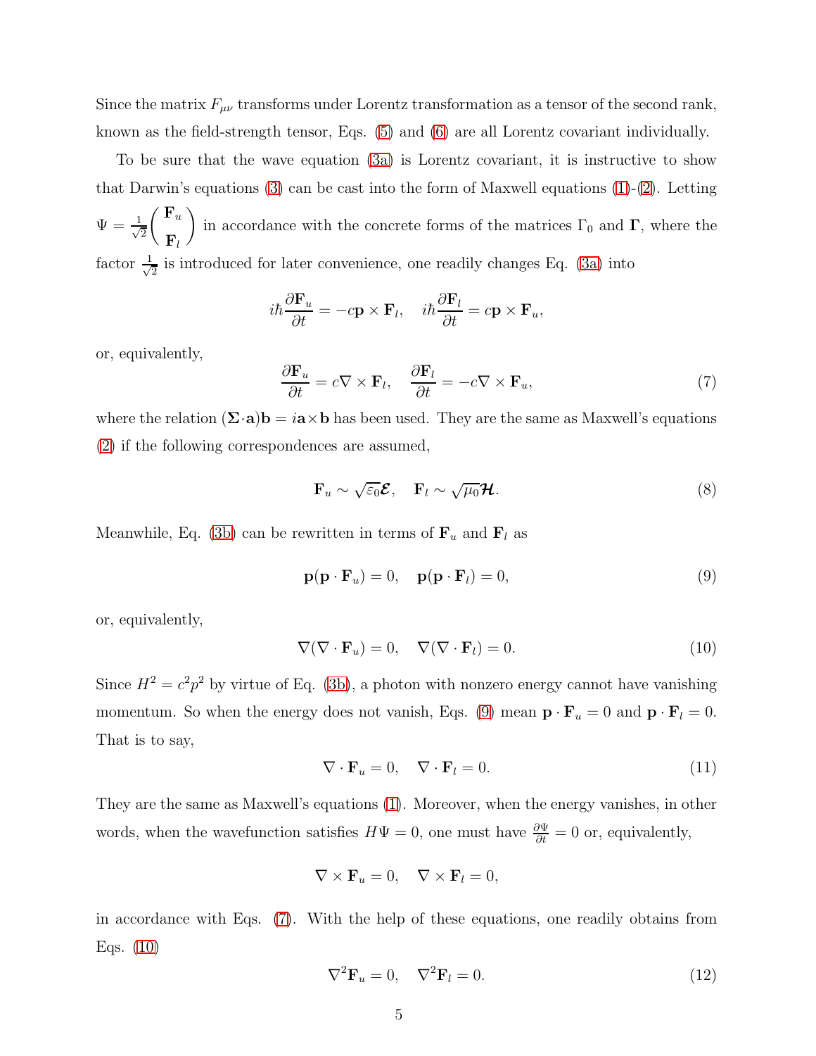Since the matrix $F_{\mu\nu}$ transforms under Lorentz transformation as a tensor of the second rank, known as the field-strength tensor, Eqs. (5) and (6) are all Lorentz covariant individually.

To be sure that the wave equation (3a) is Lorentz covariant, it is instructive to show that Darwin's equations (3) can be cast into the form of Maxwell equations (1)-(2). Letting $\Psi = \frac{1}{\sqrt{2}}\begin{pmatrix} \mathbf{F}_u \\ \mathbf{F}_l \end{pmatrix}$ in accordance with the concrete forms of the matrices $\Gamma_0$ and $\mathbf{\Gamma}$, where the factor $\frac{1}{\sqrt{2}}$ is introduced for later convenience, one readily changes Eq. (3a) into

$$i\hbar\frac{\partial \mathbf{F}_u}{\partial t} = -c\mathbf{p}\times\mathbf{F}_l, \quad i\hbar\frac{\partial \mathbf{F}_l}{\partial t} = c\mathbf{p}\times\mathbf{F}_u,$$

or, equivalently,

$$\frac{\partial \mathbf{F}_u}{\partial t} = c\nabla\times\mathbf{F}_l, \quad \frac{\partial \mathbf{F}_l}{\partial t} = -c\nabla\times\mathbf{F}_u, \tag{7}$$

where the relation $(\mathbf{\Sigma}\cdot\mathbf{a})\mathbf{b} = i\mathbf{a}\times\mathbf{b}$ has been used. They are the same as Maxwell's equations (2) if the following correspondences are assumed,

$$\mathbf{F}_u \sim \sqrt{\varepsilon_0}\boldsymbol{\mathcal{E}}, \quad \mathbf{F}_l \sim \sqrt{\mu_0}\boldsymbol{\mathcal{H}}. \tag{8}$$

Meanwhile, Eq. (3b) can be rewritten in terms of $\mathbf{F}_u$ and $\mathbf{F}_l$ as

$$\mathbf{p}(\mathbf{p}\cdot\mathbf{F}_u) = 0, \quad \mathbf{p}(\mathbf{p}\cdot\mathbf{F}_l) = 0, \tag{9}$$

or, equivalently,

$$\nabla(\nabla\cdot\mathbf{F}_u) = 0, \quad \nabla(\nabla\cdot\mathbf{F}_l) = 0. \tag{10}$$

Since $H^2 = c^2p^2$ by virtue of Eq. (3b), a photon with nonzero energy cannot have vanishing momentum. So when the energy does not vanish, Eqs. (9) mean $\mathbf{p}\cdot\mathbf{F}_u = 0$ and $\mathbf{p}\cdot\mathbf{F}_l = 0$. That is to say,

$$\nabla\cdot\mathbf{F}_u = 0, \quad \nabla\cdot\mathbf{F}_l = 0. \tag{11}$$

They are the same as Maxwell's equations (1). Moreover, when the energy vanishes, in other words, when the wavefunction satisfies $H\Psi = 0$, one must have $\frac{\partial \Psi}{\partial t} = 0$ or, equivalently,

$$\nabla\times\mathbf{F}_u = 0, \quad \nabla\times\mathbf{F}_l = 0,$$

in accordance with Eqs. (7). With the help of these equations, one readily obtains from Eqs. (10)

$$\nabla^2\mathbf{F}_u = 0, \quad \nabla^2\mathbf{F}_l = 0. \tag{12}$$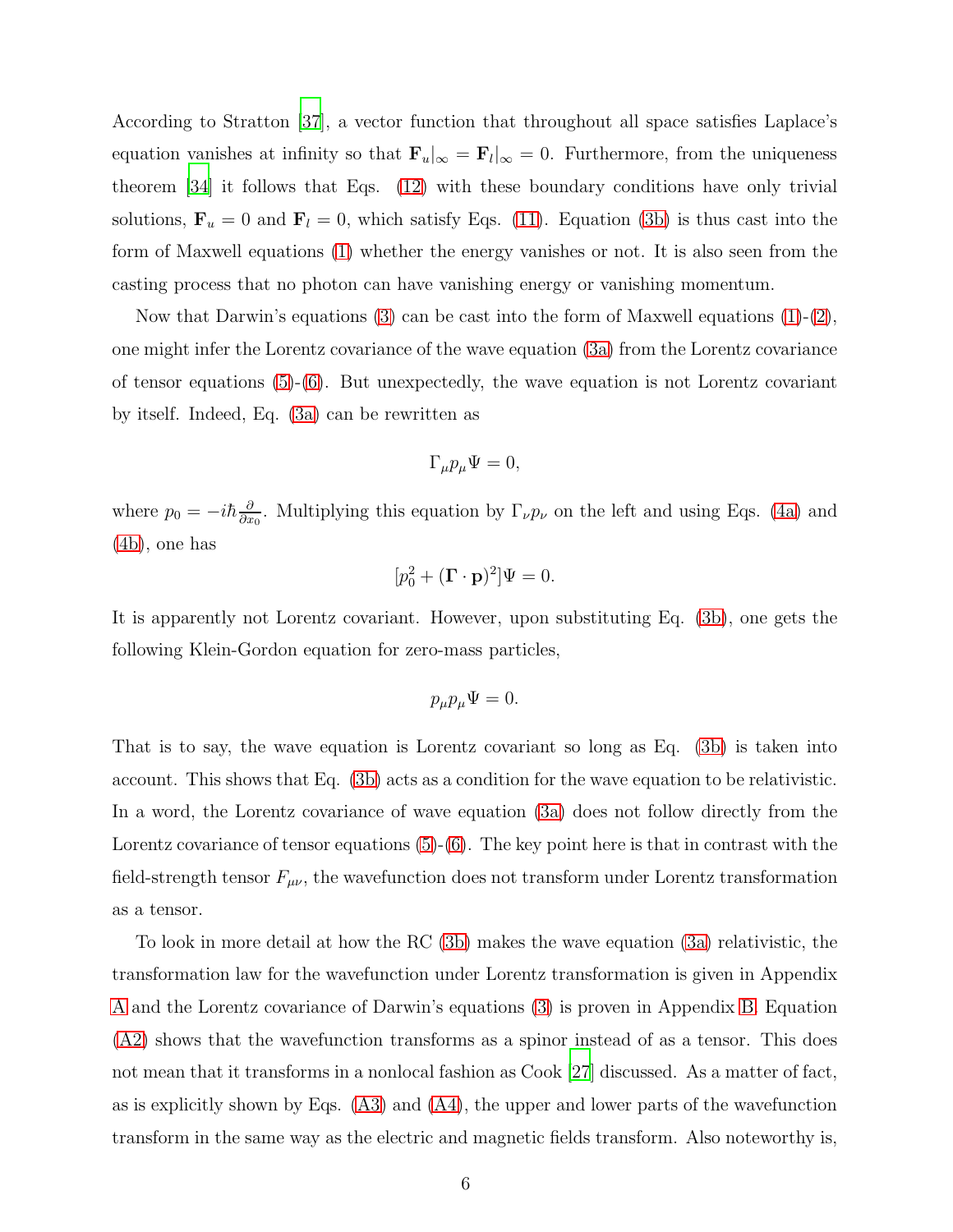According to Stratton [37], a vector function that throughout all space satisfies Laplace's equation vanishes at infinity so that $\mathbf{F}_u|_\infty = \mathbf{F}_l|_\infty = 0$. Furthermore, from the uniqueness theorem [34] it follows that Eqs. (12) with these boundary conditions have only trivial solutions, $\mathbf{F}_u = 0$ and $\mathbf{F}_l = 0$, which satisfy Eqs. (11). Equation (3b) is thus cast into the form of Maxwell equations (1) whether the energy vanishes or not. It is also seen from the casting process that no photon can have vanishing energy or vanishing momentum.

Now that Darwin's equations (3) can be cast into the form of Maxwell equations (1)-(2), one might infer the Lorentz covariance of the wave equation (3a) from the Lorentz covariance of tensor equations (5)-(6). But unexpectedly, the wave equation is not Lorentz covariant by itself. Indeed, Eq. (3a) can be rewritten as

$$\Gamma_\mu p_\mu \Psi = 0,$$

where $p_0 = -i\hbar \frac{\partial}{\partial x_0}$. Multiplying this equation by $\Gamma_\nu p_\nu$ on the left and using Eqs. (4a) and (4b), one has

$$[p_0^2 + (\mathbf{\Gamma} \cdot \mathbf{p})^2]\Psi = 0.$$

It is apparently not Lorentz covariant. However, upon substituting Eq. (3b), one gets the following Klein-Gordon equation for zero-mass particles,

$$p_\mu p_\mu \Psi = 0.$$

That is to say, the wave equation is Lorentz covariant so long as Eq. (3b) is taken into account. This shows that Eq. (3b) acts as a condition for the wave equation to be relativistic. In a word, the Lorentz covariance of wave equation (3a) does not follow directly from the Lorentz covariance of tensor equations (5)-(6). The key point here is that in contrast with the field-strength tensor $F_{\mu\nu}$, the wavefunction does not transform under Lorentz transformation as a tensor.

To look in more detail at how the RC (3b) makes the wave equation (3a) relativistic, the transformation law for the wavefunction under Lorentz transformation is given in Appendix A and the Lorentz covariance of Darwin's equations (3) is proven in Appendix B. Equation (A2) shows that the wavefunction transforms as a spinor instead of as a tensor. This does not mean that it transforms in a nonlocal fashion as Cook [27] discussed. As a matter of fact, as is explicitly shown by Eqs. (A3) and (A4), the upper and lower parts of the wavefunction transform in the same way as the electric and magnetic fields transform. Also noteworthy is,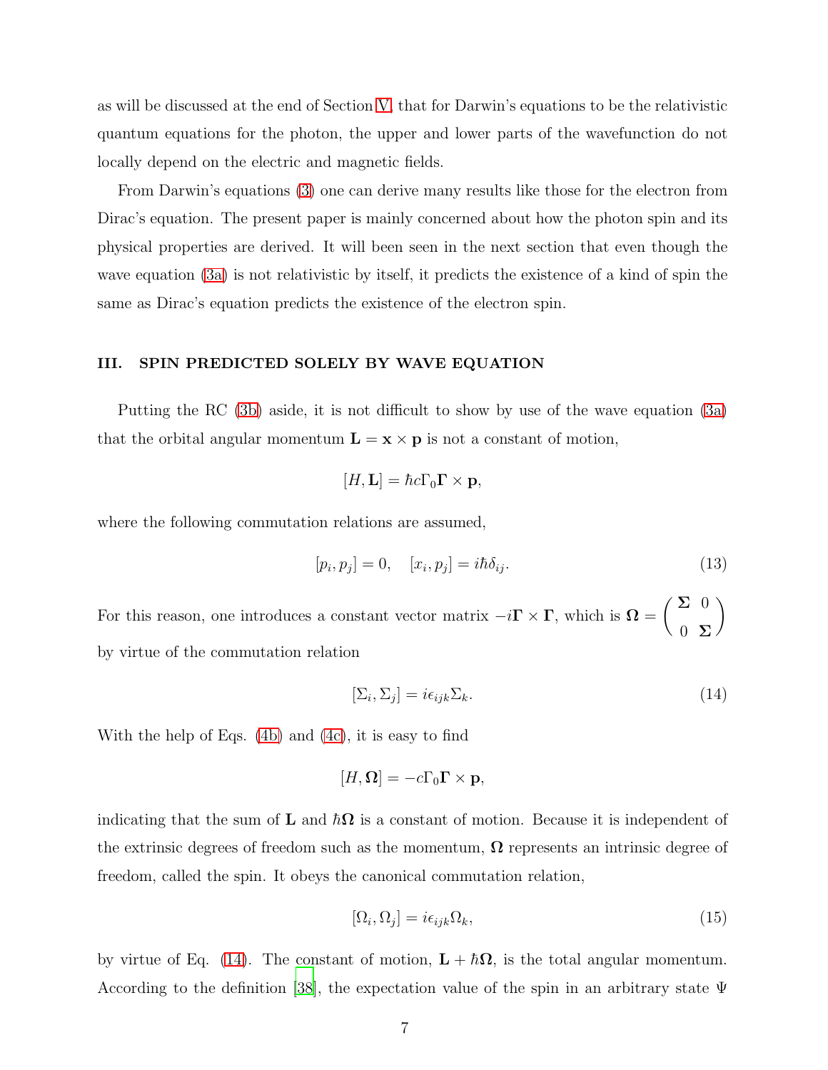as will be discussed at the end of Section V, that for Darwin's equations to be the relativistic quantum equations for the photon, the upper and lower parts of the wavefunction do not locally depend on the electric and magnetic fields.

From Darwin's equations (3) one can derive many results like those for the electron from Dirac's equation. The present paper is mainly concerned about how the photon spin and its physical properties are derived. It will been seen in the next section that even though the wave equation (3a) is not relativistic by itself, it predicts the existence of a kind of spin the same as Dirac's equation predicts the existence of the electron spin.

## III. SPIN PREDICTED SOLELY BY WAVE EQUATION

Putting the RC (3b) aside, it is not difficult to show by use of the wave equation (3a) that the orbital angular momentum $\mathbf{L} = \mathbf{x} \times \mathbf{p}$ is not a constant of motion,

$$[H, \mathbf{L}] = \hbar c \Gamma_0 \mathbf{\Gamma} \times \mathbf{p},$$

where the following commutation relations are assumed,

$$[p_i, p_j] = 0, \quad [x_i, p_j] = i\hbar \delta_{ij}. \tag{13}$$

For this reason, one introduces a constant vector matrix $-i\mathbf{\Gamma} \times \mathbf{\Gamma}$, which is $\mathbf{\Omega} = \begin{pmatrix} \mathbf{\Sigma} & 0 \\ 0 & \mathbf{\Sigma} \end{pmatrix}$ by virtue of the commutation relation

$$[\Sigma_i, \Sigma_j] = i\epsilon_{ijk}\Sigma_k. \tag{14}$$

With the help of Eqs. (4b) and (4c), it is easy to find

$$[H, \mathbf{\Omega}] = -c\Gamma_0 \mathbf{\Gamma} \times \mathbf{p},$$

indicating that the sum of $\mathbf{L}$ and $\hbar\mathbf{\Omega}$ is a constant of motion. Because it is independent of the extrinsic degrees of freedom such as the momentum, $\mathbf{\Omega}$ represents an intrinsic degree of freedom, called the spin. It obeys the canonical commutation relation,

$$[\Omega_i, \Omega_j] = i\epsilon_{ijk}\Omega_k, \tag{15}$$

by virtue of Eq. (14). The constant of motion, $\mathbf{L} + \hbar\mathbf{\Omega}$, is the total angular momentum. According to the definition [38], the expectation value of the spin in an arbitrary state $\Psi$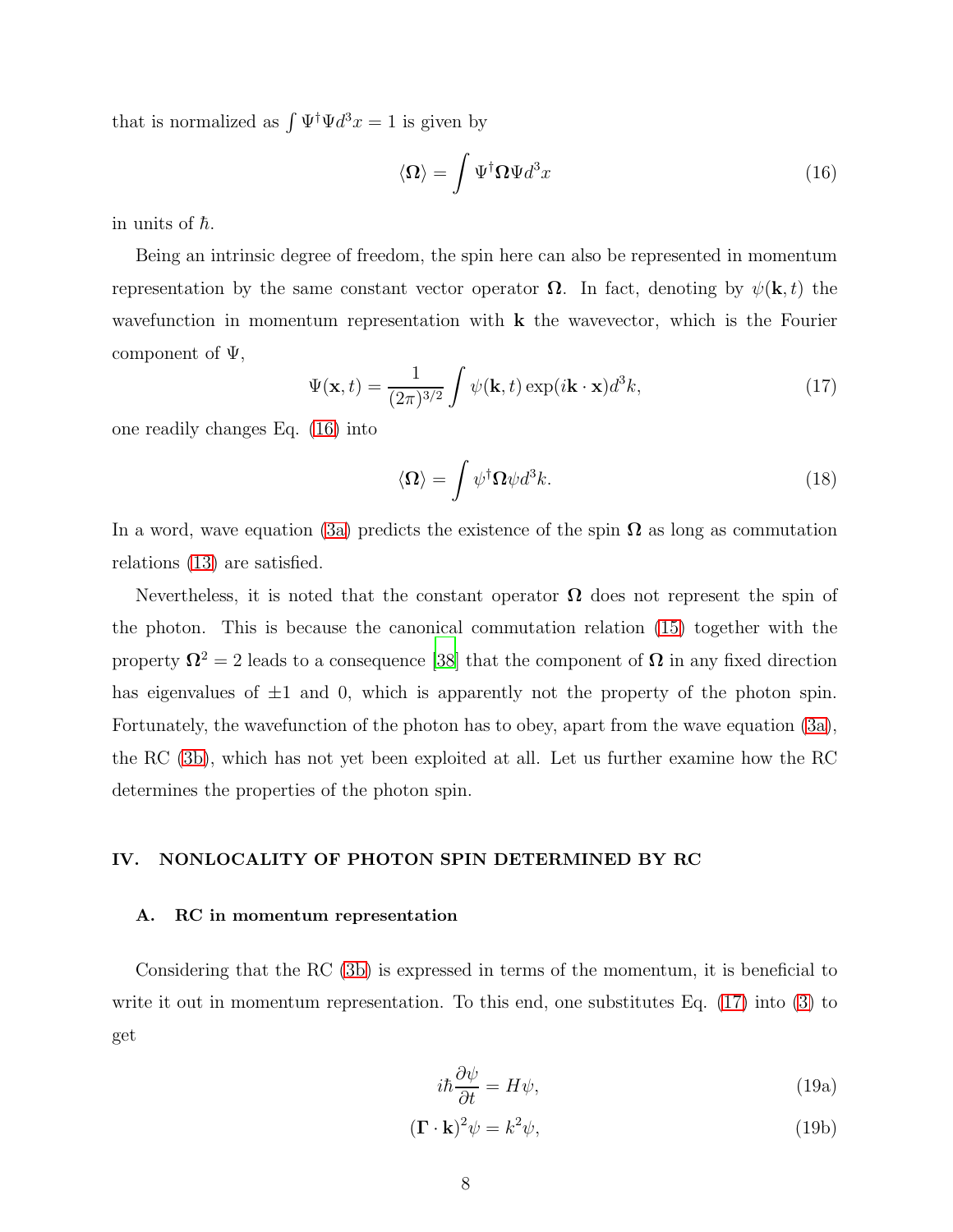that is normalized as $\int \Psi^\dagger \Psi d^3x = 1$ is given by

$$\langle \mathbf{\Omega} \rangle = \int \Psi^\dagger \mathbf{\Omega} \Psi d^3x \tag{16}$$

in units of $\hbar$.

Being an intrinsic degree of freedom, the spin here can also be represented in momentum representation by the same constant vector operator $\mathbf{\Omega}$. In fact, denoting by $\psi(\mathbf{k}, t)$ the wavefunction in momentum representation with $\mathbf{k}$ the wavevector, which is the Fourier component of $\Psi$,

$$\Psi(\mathbf{x}, t) = \frac{1}{(2\pi)^{3/2}} \int \psi(\mathbf{k}, t) \exp(i\mathbf{k} \cdot \mathbf{x}) d^3k, \tag{17}$$

one readily changes Eq. (16) into

$$\langle \mathbf{\Omega} \rangle = \int \psi^\dagger \mathbf{\Omega} \psi d^3k. \tag{18}$$

In a word, wave equation (3a) predicts the existence of the spin $\mathbf{\Omega}$ as long as commutation relations (13) are satisfied.

Nevertheless, it is noted that the constant operator $\mathbf{\Omega}$ does not represent the spin of the photon. This is because the canonical commutation relation (15) together with the property $\mathbf{\Omega}^2 = 2$ leads to a consequence [38] that the component of $\mathbf{\Omega}$ in any fixed direction has eigenvalues of $\pm 1$ and 0, which is apparently not the property of the photon spin. Fortunately, the wavefunction of the photon has to obey, apart from the wave equation (3a), the RC (3b), which has not yet been exploited at all. Let us further examine how the RC determines the properties of the photon spin.

## IV. NONLOCALITY OF PHOTON SPIN DETERMINED BY RC

### A. RC in momentum representation

Considering that the RC (3b) is expressed in terms of the momentum, it is beneficial to write it out in momentum representation. To this end, one substitutes Eq. (17) into (3) to get

$$i\hbar \frac{\partial \psi}{\partial t} = H\psi, \tag{19a}$$

$$(\mathbf{\Gamma} \cdot \mathbf{k})^2 \psi = k^2 \psi, \tag{19b}$$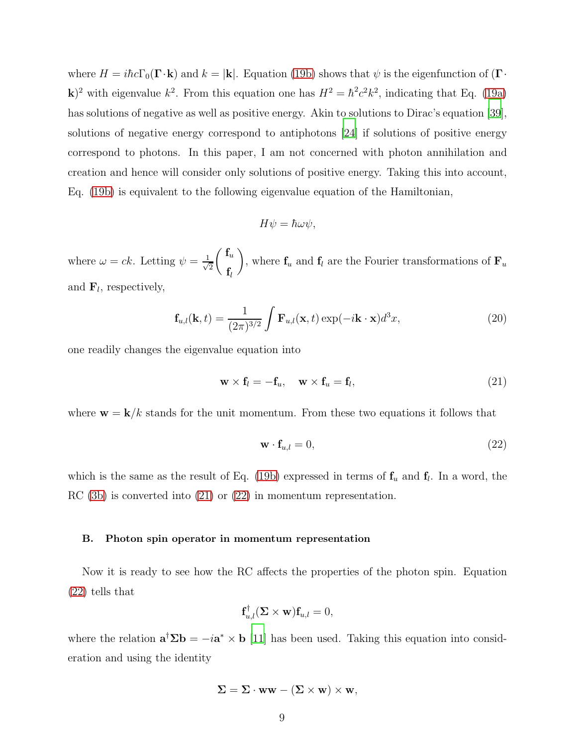where $H = i\hbar c\Gamma_0(\mathbf{\Gamma}\cdot\mathbf{k})$ and $k = |\mathbf{k}|$. Equation (19b) shows that $\psi$ is the eigenfunction of $(\mathbf{\Gamma}\cdot\mathbf{k})^2$ with eigenvalue $k^2$. From this equation one has $H^2 = \hbar^2 c^2 k^2$, indicating that Eq. (19a) has solutions of negative as well as positive energy. Akin to solutions to Dirac's equation [39], solutions of negative energy correspond to antiphotons [24] if solutions of positive energy correspond to photons. In this paper, I am not concerned with photon annihilation and creation and hence will consider only solutions of positive energy. Taking this into account, Eq. (19b) is equivalent to the following eigenvalue equation of the Hamiltonian,

$$H\psi = \hbar\omega\psi,$$

where $\omega = ck$. Letting $\psi = \frac{1}{\sqrt{2}}\begin{pmatrix}\mathbf{f}_u\\ \mathbf{f}_l\end{pmatrix}$, where $\mathbf{f}_u$ and $\mathbf{f}_l$ are the Fourier transformations of $\mathbf{F}_u$ and $\mathbf{F}_l$, respectively,

$$\mathbf{f}_{u,l}(\mathbf{k},t) = \frac{1}{(2\pi)^{3/2}}\int \mathbf{F}_{u,l}(\mathbf{x},t)\exp(-i\mathbf{k}\cdot\mathbf{x})d^3x, \tag{20}$$

one readily changes the eigenvalue equation into

$$\mathbf{w}\times\mathbf{f}_l = -\mathbf{f}_u, \quad \mathbf{w}\times\mathbf{f}_u = \mathbf{f}_l, \tag{21}$$

where $\mathbf{w} = \mathbf{k}/k$ stands for the unit momentum. From these two equations it follows that

$$\mathbf{w}\cdot\mathbf{f}_{u,l} = 0, \tag{22}$$

which is the same as the result of Eq. (19b) expressed in terms of $\mathbf{f}_u$ and $\mathbf{f}_l$. In a word, the RC (3b) is converted into (21) or (22) in momentum representation.

### B. Photon spin operator in momentum representation

Now it is ready to see how the RC affects the properties of the photon spin. Equation (22) tells that

$$\mathbf{f}_{u,l}^{\dagger}(\mathbf{\Sigma}\times\mathbf{w})\mathbf{f}_{u,l} = 0,$$

where the relation $\mathbf{a}^{\dagger}\mathbf{\Sigma}\mathbf{b} = -i\mathbf{a}^{*}\times\mathbf{b}$ [11] has been used. Taking this equation into consideration and using the identity

$$\mathbf{\Sigma} = \mathbf{\Sigma}\cdot\mathbf{w}\mathbf{w} - (\mathbf{\Sigma}\times\mathbf{w})\times\mathbf{w},$$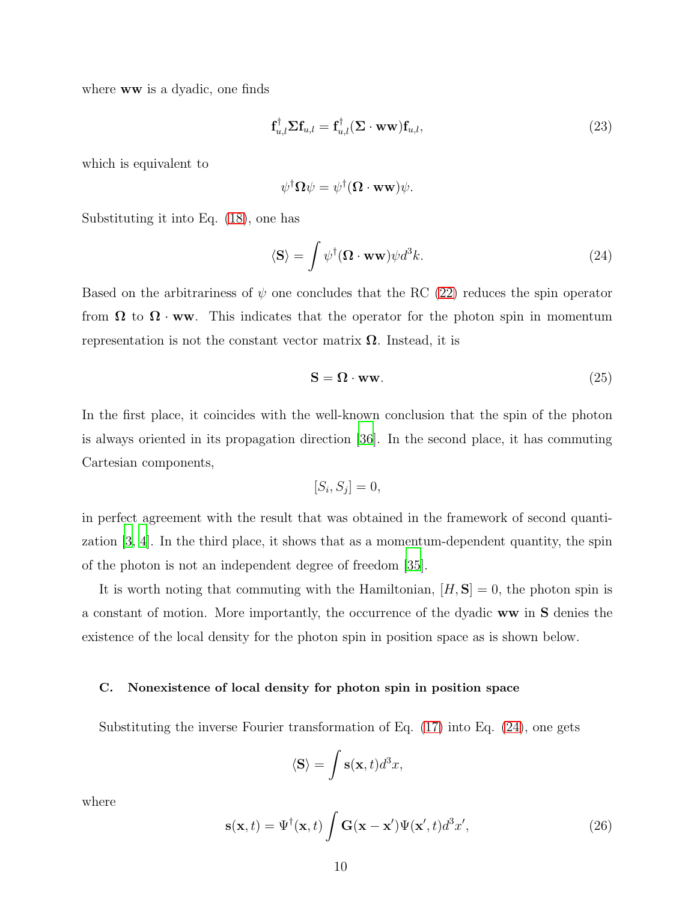where $\mathbf{ww}$ is a dyadic, one finds

$$\mathbf{f}_{u,l}^{\dagger}\mathbf{\Sigma}\mathbf{f}_{u,l} = \mathbf{f}_{u,l}^{\dagger}(\mathbf{\Sigma}\cdot\mathbf{ww})\mathbf{f}_{u,l}, \tag{23}$$

which is equivalent to

$$\psi^{\dagger}\mathbf{\Omega}\psi = \psi^{\dagger}(\mathbf{\Omega}\cdot\mathbf{ww})\psi.$$

Substituting it into Eq. (18), one has

$$\langle\mathbf{S}\rangle = \int \psi^{\dagger}(\mathbf{\Omega}\cdot\mathbf{ww})\psi d^3k. \tag{24}$$

Based on the arbitrariness of $\psi$ one concludes that the RC (22) reduces the spin operator from $\mathbf{\Omega}$ to $\mathbf{\Omega}\cdot\mathbf{ww}$. This indicates that the operator for the photon spin in momentum representation is not the constant vector matrix $\mathbf{\Omega}$. Instead, it is

$$\mathbf{S} = \mathbf{\Omega}\cdot\mathbf{ww}. \tag{25}$$

In the first place, it coincides with the well-known conclusion that the spin of the photon is always oriented in its propagation direction [36]. In the second place, it has commuting Cartesian components,

$$[S_i, S_j] = 0,$$

in perfect agreement with the result that was obtained in the framework of second quantization [3, 4]. In the third place, it shows that as a momentum-dependent quantity, the spin of the photon is not an independent degree of freedom [35].

It is worth noting that commuting with the Hamiltonian, $[H, \mathbf{S}] = 0$, the photon spin is a constant of motion. More importantly, the occurrence of the dyadic $\mathbf{ww}$ in $\mathbf{S}$ denies the existence of the local density for the photon spin in position space as is shown below.

### C. Nonexistence of local density for photon spin in position space

Substituting the inverse Fourier transformation of Eq. (17) into Eq. (24), one gets

$$\langle\mathbf{S}\rangle = \int \mathbf{s}(\mathbf{x}, t) d^3x,$$

where

$$\mathbf{s}(\mathbf{x}, t) = \Psi^{\dagger}(\mathbf{x}, t)\int \mathbf{G}(\mathbf{x}-\mathbf{x}')\Psi(\mathbf{x}', t) d^3x', \tag{26}$$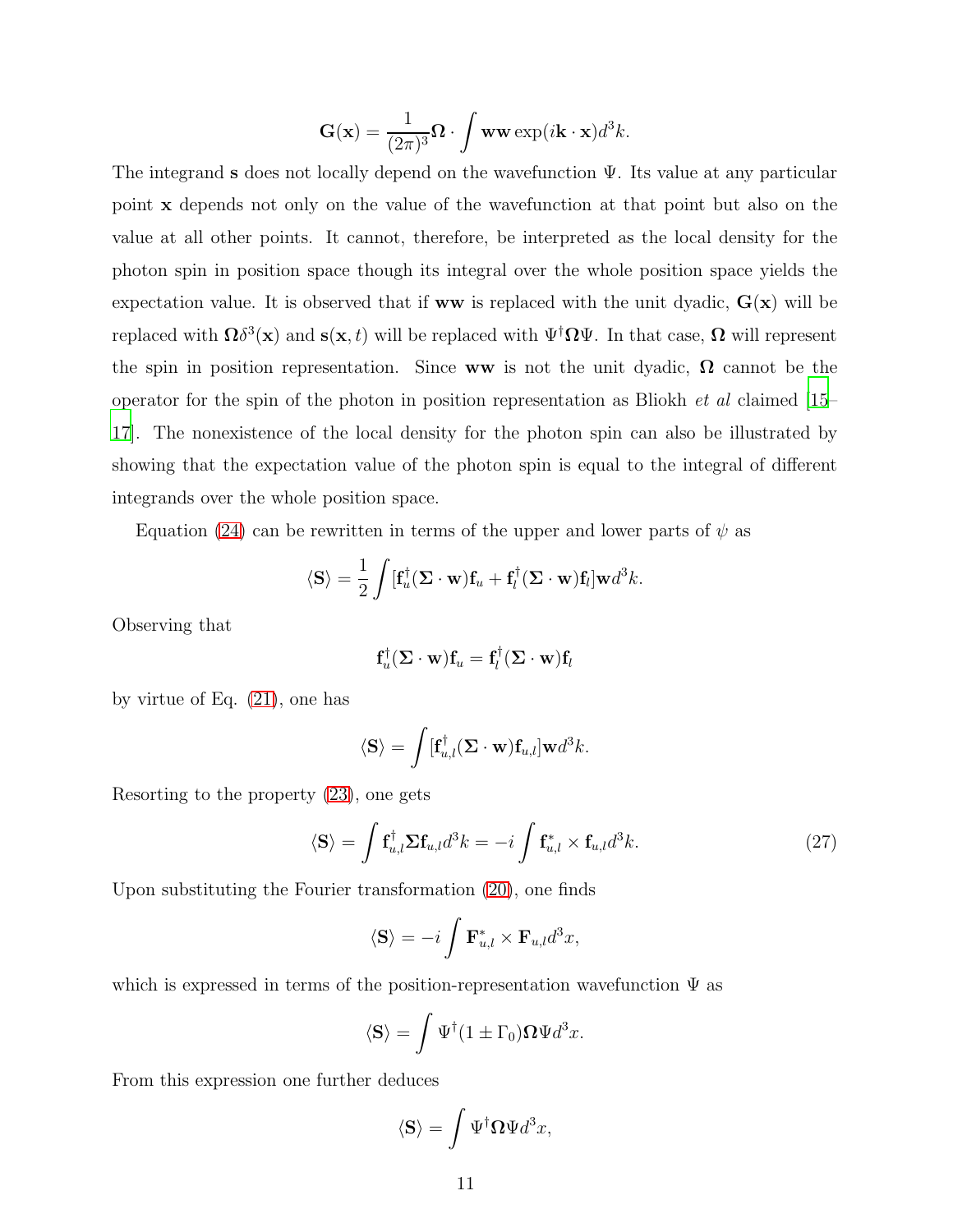$$\mathbf{G}(\mathbf{x}) = \frac{1}{(2\pi)^3}\mathbf{\Omega} \cdot \int \mathbf{w}\mathbf{w} \exp(i\mathbf{k} \cdot \mathbf{x}) d^3k.$$

The integrand $\mathbf{s}$ does not locally depend on the wavefunction $\Psi$. Its value at any particular point $\mathbf{x}$ depends not only on the value of the wavefunction at that point but also on the value at all other points. It cannot, therefore, be interpreted as the local density for the photon spin in position space though its integral over the whole position space yields the expectation value. It is observed that if $\mathbf{w}\mathbf{w}$ is replaced with the unit dyadic, $\mathbf{G}(\mathbf{x})$ will be replaced with $\mathbf{\Omega}\delta^3(\mathbf{x})$ and $\mathbf{s}(\mathbf{x}, t)$ will be replaced with $\Psi^\dagger \mathbf{\Omega} \Psi$. In that case, $\mathbf{\Omega}$ will represent the spin in position representation. Since $\mathbf{w}\mathbf{w}$ is not the unit dyadic, $\mathbf{\Omega}$ cannot be the operator for the spin of the photon in position representation as Bliokh *et al* claimed [15–17]. The nonexistence of the local density for the photon spin can also be illustrated by showing that the expectation value of the photon spin is equal to the integral of different integrands over the whole position space.

Equation (24) can be rewritten in terms of the upper and lower parts of $\psi$ as

$$\langle \mathbf{S} \rangle = \frac{1}{2}\int [\mathbf{f}_u^\dagger (\mathbf{\Sigma} \cdot \mathbf{w})\mathbf{f}_u + \mathbf{f}_l^\dagger (\mathbf{\Sigma} \cdot \mathbf{w})\mathbf{f}_l]\mathbf{w} d^3k.$$

Observing that

$$\mathbf{f}_u^\dagger (\mathbf{\Sigma} \cdot \mathbf{w})\mathbf{f}_u = \mathbf{f}_l^\dagger (\mathbf{\Sigma} \cdot \mathbf{w})\mathbf{f}_l$$

by virtue of Eq. (21), one has

$$\langle \mathbf{S} \rangle = \int [\mathbf{f}_{u,l}^\dagger (\mathbf{\Sigma} \cdot \mathbf{w})\mathbf{f}_{u,l}]\mathbf{w} d^3k.$$

Resorting to the property (23), one gets

$$\langle \mathbf{S} \rangle = \int \mathbf{f}_{u,l}^\dagger \mathbf{\Sigma} \mathbf{f}_{u,l} d^3k = -i \int \mathbf{f}_{u,l}^* \times \mathbf{f}_{u,l} d^3k. \tag{27}$$

Upon substituting the Fourier transformation (20), one finds

$$\langle \mathbf{S} \rangle = -i \int \mathbf{F}_{u,l}^* \times \mathbf{F}_{u,l} d^3x,$$

which is expressed in terms of the position-representation wavefunction $\Psi$ as

$$\langle \mathbf{S} \rangle = \int \Psi^\dagger (1 \pm \Gamma_0) \mathbf{\Omega} \Psi d^3x.$$

From this expression one further deduces

$$\langle \mathbf{S} \rangle = \int \Psi^\dagger \mathbf{\Omega} \Psi d^3x,$$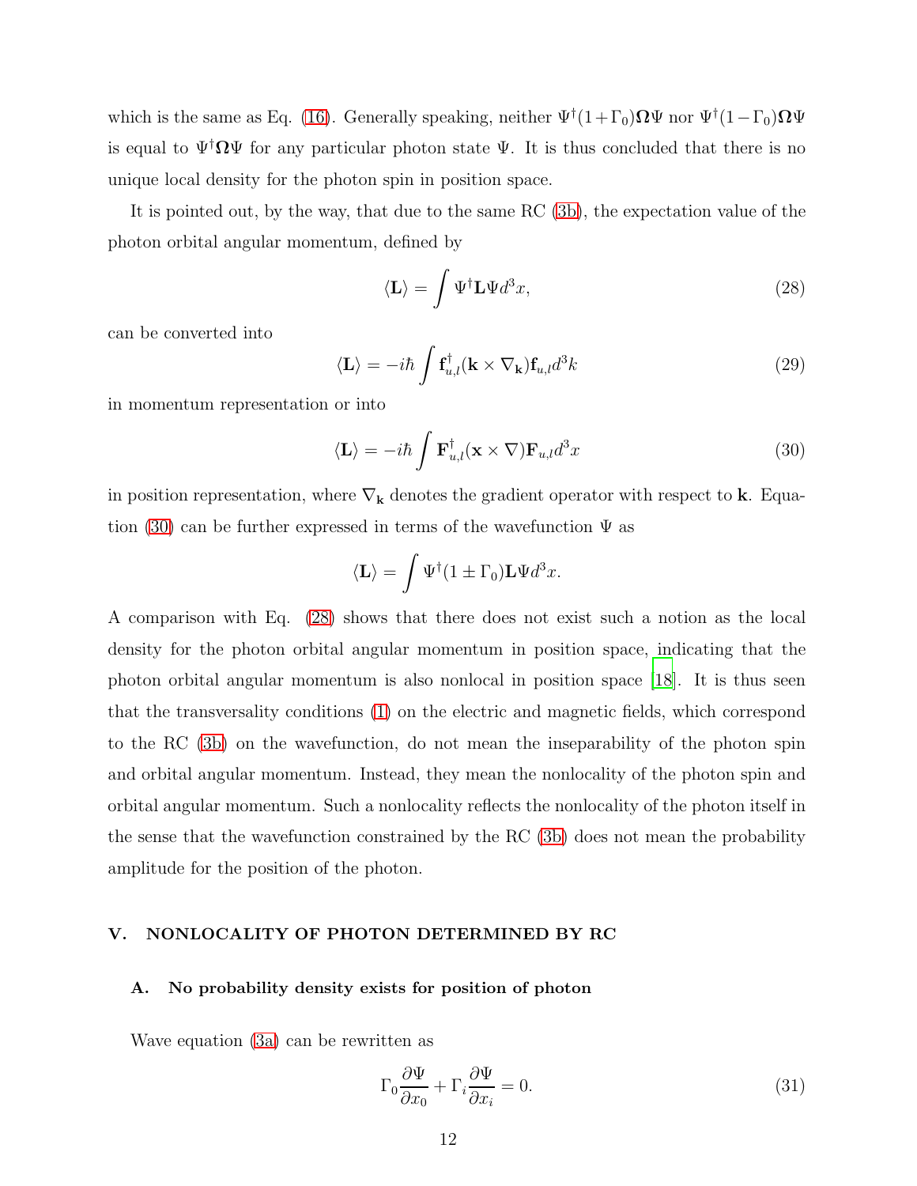which is the same as Eq. (16). Generally speaking, neither $\Psi^\dagger(1+\Gamma_0)\mathbf{\Omega}\Psi$ nor $\Psi^\dagger(1-\Gamma_0)\mathbf{\Omega}\Psi$ is equal to $\Psi^\dagger\mathbf{\Omega}\Psi$ for any particular photon state $\Psi$. It is thus concluded that there is no unique local density for the photon spin in position space.

It is pointed out, by the way, that due to the same RC (3b), the expectation value of the photon orbital angular momentum, defined by

$$\langle \mathbf{L} \rangle = \int \Psi^\dagger \mathbf{L} \Psi d^3x, \tag{28}$$

can be converted into

$$\langle \mathbf{L} \rangle = -i\hbar \int \mathbf{f}_{u,l}^\dagger (\mathbf{k} \times \nabla_{\mathbf{k}}) \mathbf{f}_{u,l} d^3k \tag{29}$$

in momentum representation or into

$$\langle \mathbf{L} \rangle = -i\hbar \int \mathbf{F}_{u,l}^\dagger (\mathbf{x} \times \nabla) \mathbf{F}_{u,l} d^3x \tag{30}$$

in position representation, where $\nabla_{\mathbf{k}}$ denotes the gradient operator with respect to $\mathbf{k}$. Equation (30) can be further expressed in terms of the wavefunction $\Psi$ as

$$\langle \mathbf{L} \rangle = \int \Psi^\dagger (1 \pm \Gamma_0) \mathbf{L} \Psi d^3x.$$

A comparison with Eq. (28) shows that there does not exist such a notion as the local density for the photon orbital angular momentum in position space, indicating that the photon orbital angular momentum is also nonlocal in position space [18]. It is thus seen that the transversality conditions (1) on the electric and magnetic fields, which correspond to the RC (3b) on the wavefunction, do not mean the inseparability of the photon spin and orbital angular momentum. Instead, they mean the nonlocality of the photon spin and orbital angular momentum. Such a nonlocality reflects the nonlocality of the photon itself in the sense that the wavefunction constrained by the RC (3b) does not mean the probability amplitude for the position of the photon.

## V. NONLOCALITY OF PHOTON DETERMINED BY RC

### A. No probability density exists for position of photon

Wave equation (3a) can be rewritten as

$$\Gamma_0 \frac{\partial \Psi}{\partial x_0} + \Gamma_i \frac{\partial \Psi}{\partial x_i} = 0. \tag{31}$$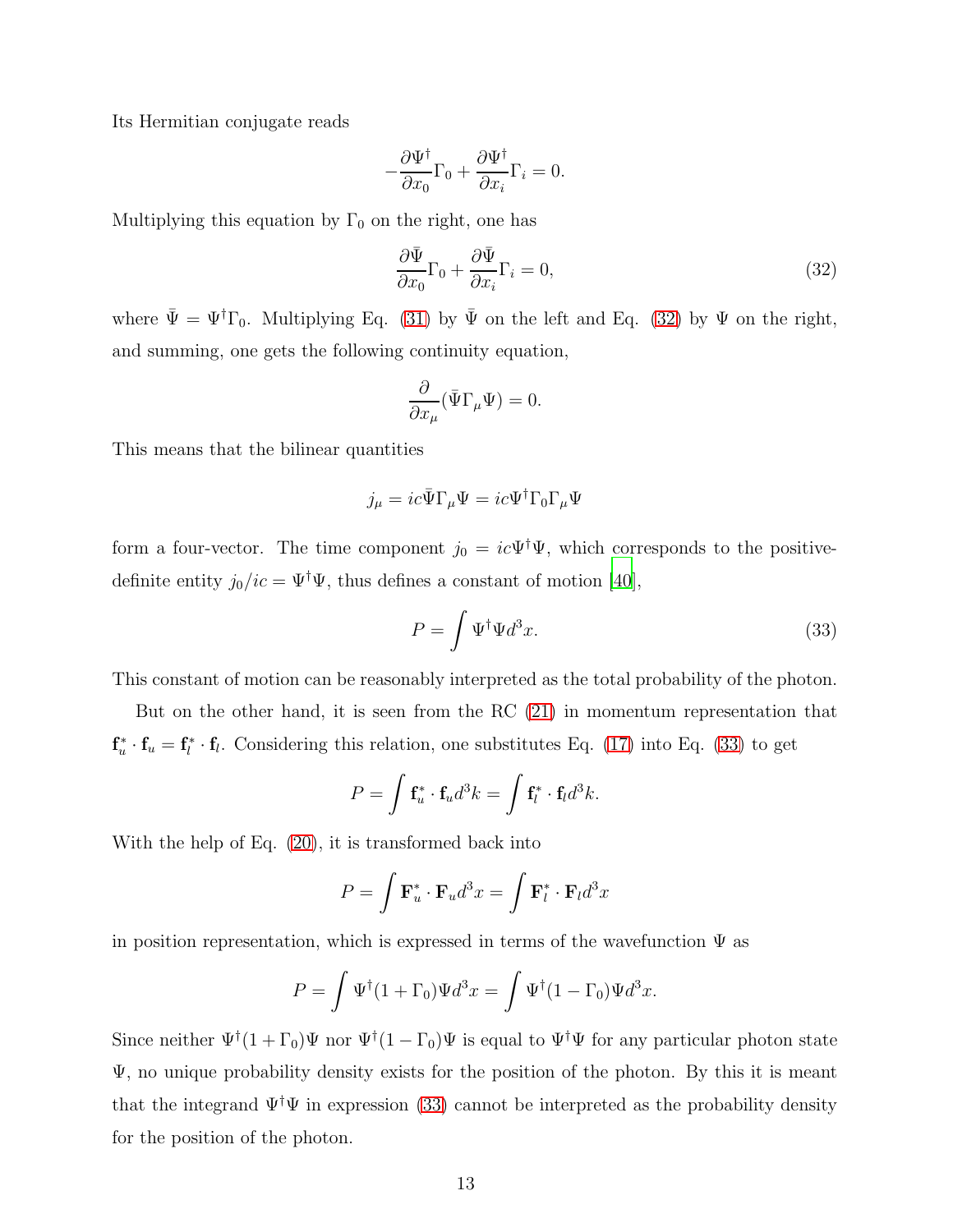Its Hermitian conjugate reads

$$-\frac{\partial \Psi^\dagger}{\partial x_0}\Gamma_0 + \frac{\partial \Psi^\dagger}{\partial x_i}\Gamma_i = 0.$$

Multiplying this equation by $\Gamma_0$ on the right, one has

$$\frac{\partial \bar{\Psi}}{\partial x_0}\Gamma_0 + \frac{\partial \bar{\Psi}}{\partial x_i}\Gamma_i = 0, \tag{32}$$

where $\bar{\Psi} = \Psi^\dagger \Gamma_0$. Multiplying Eq. (31) by $\bar{\Psi}$ on the left and Eq. (32) by $\Psi$ on the right, and summing, one gets the following continuity equation,

$$\frac{\partial}{\partial x_\mu}(\bar{\Psi}\Gamma_\mu \Psi) = 0.$$

This means that the bilinear quantities

$$j_\mu = ic\bar{\Psi}\Gamma_\mu\Psi = ic\Psi^\dagger\Gamma_0\Gamma_\mu\Psi$$

form a four-vector. The time component $j_0 = ic\Psi^\dagger\Psi$, which corresponds to the positive-definite entity $j_0/ic = \Psi^\dagger\Psi$, thus defines a constant of motion [40],

$$P = \int \Psi^\dagger \Psi d^3x. \tag{33}$$

This constant of motion can be reasonably interpreted as the total probability of the photon.

But on the other hand, it is seen from the RC (21) in momentum representation that $\mathbf{f}_u^* \cdot \mathbf{f}_u = \mathbf{f}_l^* \cdot \mathbf{f}_l$. Considering this relation, one substitutes Eq. (17) into Eq. (33) to get

$$P = \int \mathbf{f}_u^* \cdot \mathbf{f}_u d^3k = \int \mathbf{f}_l^* \cdot \mathbf{f}_l d^3k.$$

With the help of Eq. (20), it is transformed back into

$$P = \int \mathbf{F}_u^* \cdot \mathbf{F}_u d^3x = \int \mathbf{F}_l^* \cdot \mathbf{F}_l d^3x$$

in position representation, which is expressed in terms of the wavefunction $\Psi$ as

$$P = \int \Psi^\dagger(1+\Gamma_0)\Psi d^3x = \int \Psi^\dagger(1-\Gamma_0)\Psi d^3x.$$

Since neither $\Psi^\dagger(1+\Gamma_0)\Psi$ nor $\Psi^\dagger(1-\Gamma_0)\Psi$ is equal to $\Psi^\dagger\Psi$ for any particular photon state $\Psi$, no unique probability density exists for the position of the photon. By this it is meant that the integrand $\Psi^\dagger\Psi$ in expression (33) cannot be interpreted as the probability density for the position of the photon.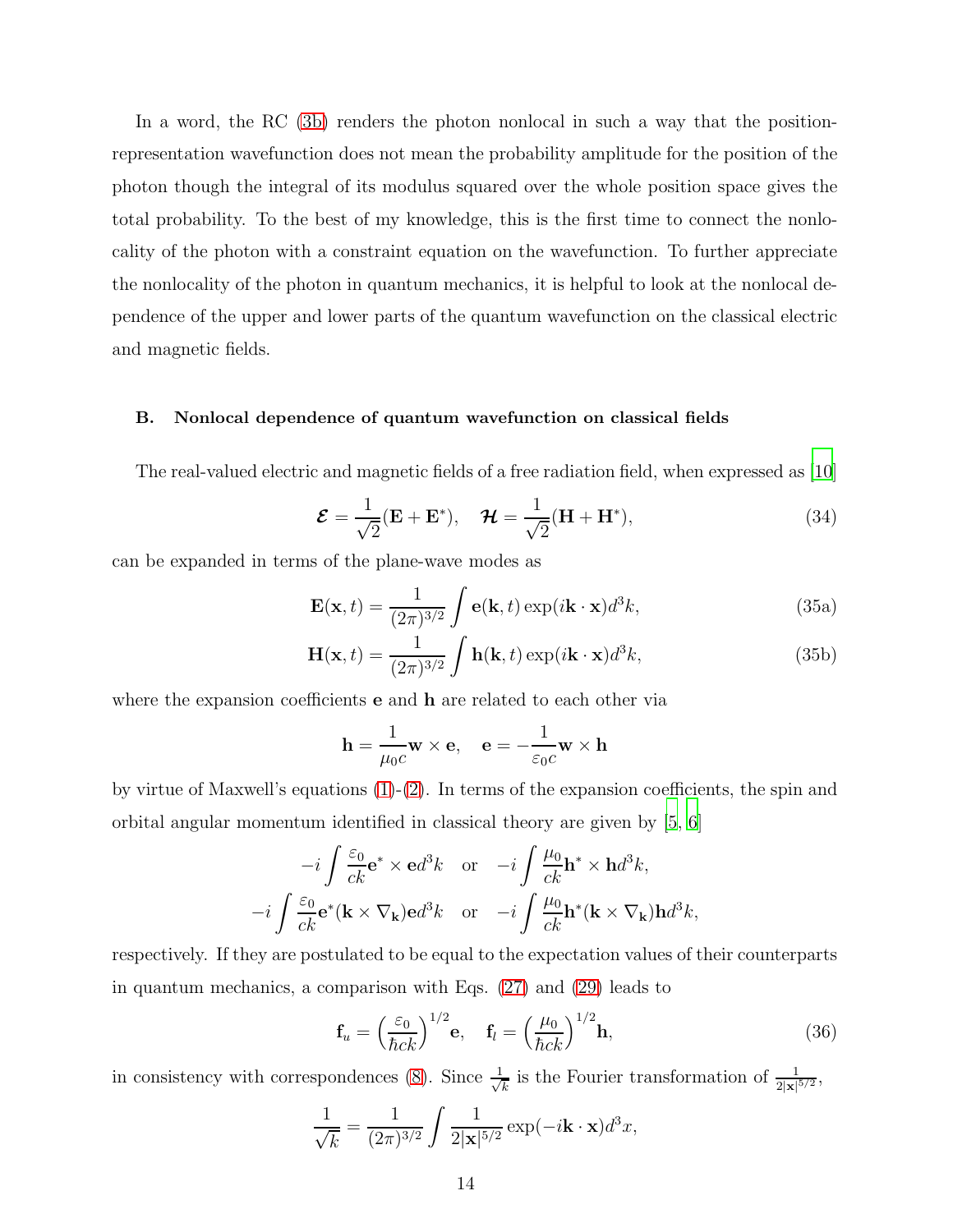In a word, the RC (3b) renders the photon nonlocal in such a way that the position-representation wavefunction does not mean the probability amplitude for the position of the photon though the integral of its modulus squared over the whole position space gives the total probability. To the best of my knowledge, this is the first time to connect the nonlocality of the photon with a constraint equation on the wavefunction. To further appreciate the nonlocality of the photon in quantum mechanics, it is helpful to look at the nonlocal dependence of the upper and lower parts of the quantum wavefunction on the classical electric and magnetic fields.

### B. Nonlocal dependence of quantum wavefunction on classical fields

The real-valued electric and magnetic fields of a free radiation field, when expressed as [10]

$$\boldsymbol{\mathcal{E}} = \frac{1}{\sqrt{2}}(\mathbf{E}+\mathbf{E}^*), \quad \boldsymbol{\mathcal{H}} = \frac{1}{\sqrt{2}}(\mathbf{H}+\mathbf{H}^*), \tag{34}$$

can be expanded in terms of the plane-wave modes as

$$\mathbf{E}(\mathbf{x},t) = \frac{1}{(2\pi)^{3/2}}\int \mathbf{e}(\mathbf{k},t)\exp(i\mathbf{k}\cdot\mathbf{x})d^3k, \tag{35a}$$

$$\mathbf{H}(\mathbf{x},t) = \frac{1}{(2\pi)^{3/2}}\int \mathbf{h}(\mathbf{k},t)\exp(i\mathbf{k}\cdot\mathbf{x})d^3k, \tag{35b}$$

where the expansion coefficients $\mathbf{e}$ and $\mathbf{h}$ are related to each other via

$$\mathbf{h} = \frac{1}{\mu_0 c}\mathbf{w}\times\mathbf{e}, \quad \mathbf{e} = -\frac{1}{\varepsilon_0 c}\mathbf{w}\times\mathbf{h}$$

by virtue of Maxwell's equations (1)-(2). In terms of the expansion coefficients, the spin and orbital angular momentum identified in classical theory are given by [5, 6]

$$-i\int \frac{\varepsilon_0}{ck}\mathbf{e}^*\times\mathbf{e}d^3k \quad \text{or} \quad -i\int \frac{\mu_0}{ck}\mathbf{h}^*\times\mathbf{h}d^3k,$$

$$-i\int \frac{\varepsilon_0}{ck}\mathbf{e}^*(\mathbf{k}\times\nabla_{\mathbf{k}})\mathbf{e}d^3k \quad \text{or} \quad -i\int \frac{\mu_0}{ck}\mathbf{h}^*(\mathbf{k}\times\nabla_{\mathbf{k}})\mathbf{h}d^3k,$$

respectively. If they are postulated to be equal to the expectation values of their counterparts in quantum mechanics, a comparison with Eqs. (27) and (29) leads to

$$\mathbf{f}_u = \left(\frac{\varepsilon_0}{\hbar ck}\right)^{1/2}\mathbf{e}, \quad \mathbf{f}_l = \left(\frac{\mu_0}{\hbar ck}\right)^{1/2}\mathbf{h}, \tag{36}$$

in consistency with correspondences (8). Since $\frac{1}{\sqrt{k}}$ is the Fourier transformation of $\frac{1}{2|\mathbf{x}|^{5/2}}$,

$$\frac{1}{\sqrt{k}} = \frac{1}{(2\pi)^{3/2}}\int \frac{1}{2|\mathbf{x}|^{5/2}}\exp(-i\mathbf{k}\cdot\mathbf{x})d^3x,$$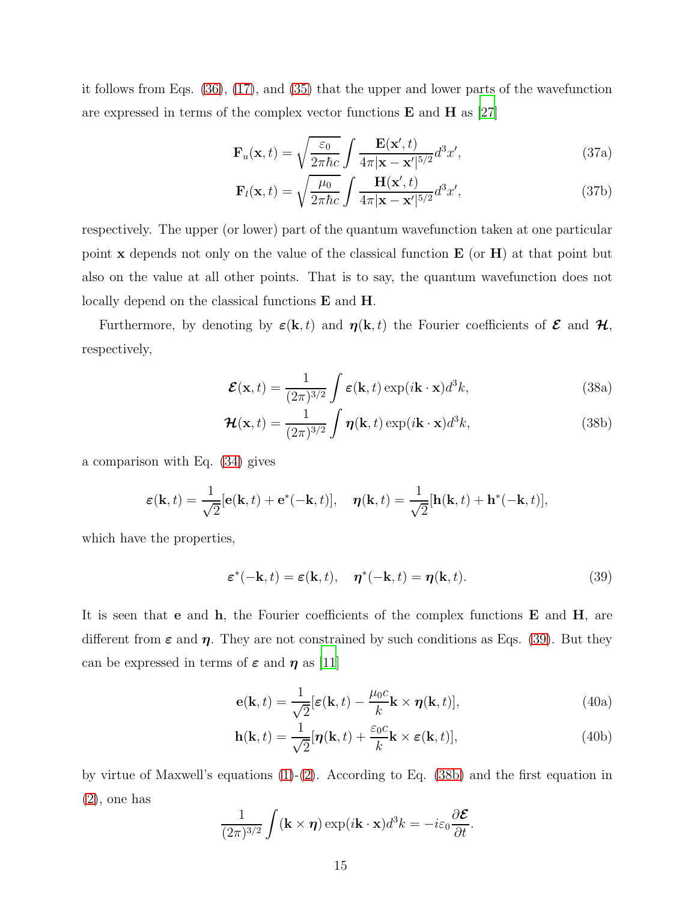it follows from Eqs. (36), (17), and (35) that the upper and lower parts of the wavefunction are expressed in terms of the complex vector functions $\mathbf{E}$ and $\mathbf{H}$ as [27]

$$\mathbf{F}_u(\mathbf{x},t) = \sqrt{\frac{\varepsilon_0}{2\pi\hbar c}} \int \frac{\mathbf{E}(\mathbf{x}',t)}{4\pi|\mathbf{x}-\mathbf{x}'|^{5/2}} d^3x', \tag{37a}$$

$$\mathbf{F}_l(\mathbf{x},t) = \sqrt{\frac{\mu_0}{2\pi\hbar c}} \int \frac{\mathbf{H}(\mathbf{x}',t)}{4\pi|\mathbf{x}-\mathbf{x}'|^{5/2}} d^3x', \tag{37b}$$

respectively. The upper (or lower) part of the quantum wavefunction taken at one particular point $\mathbf{x}$ depends not only on the value of the classical function $\mathbf{E}$ (or $\mathbf{H}$) at that point but also on the value at all other points. That is to say, the quantum wavefunction does not locally depend on the classical functions $\mathbf{E}$ and $\mathbf{H}$.

Furthermore, by denoting by $\boldsymbol{\varepsilon}(\mathbf{k},t)$ and $\boldsymbol{\eta}(\mathbf{k},t)$ the Fourier coefficients of $\boldsymbol{\mathcal{E}}$ and $\boldsymbol{\mathcal{H}}$, respectively,

$$\boldsymbol{\mathcal{E}}(\mathbf{x},t) = \frac{1}{(2\pi)^{3/2}} \int \boldsymbol{\varepsilon}(\mathbf{k},t) \exp(i\mathbf{k}\cdot\mathbf{x}) d^3k, \tag{38a}$$

$$\boldsymbol{\mathcal{H}}(\mathbf{x},t) = \frac{1}{(2\pi)^{3/2}} \int \boldsymbol{\eta}(\mathbf{k},t) \exp(i\mathbf{k}\cdot\mathbf{x}) d^3k, \tag{38b}$$

a comparison with Eq. (34) gives

$$\boldsymbol{\varepsilon}(\mathbf{k},t) = \frac{1}{\sqrt{2}}[\mathbf{e}(\mathbf{k},t) + \mathbf{e}^*(-\mathbf{k},t)], \quad \boldsymbol{\eta}(\mathbf{k},t) = \frac{1}{\sqrt{2}}[\mathbf{h}(\mathbf{k},t) + \mathbf{h}^*(-\mathbf{k},t)],$$

which have the properties,

$$\boldsymbol{\varepsilon}^*(-\mathbf{k},t) = \boldsymbol{\varepsilon}(\mathbf{k},t), \quad \boldsymbol{\eta}^*(-\mathbf{k},t) = \boldsymbol{\eta}(\mathbf{k},t). \tag{39}$$

It is seen that $\mathbf{e}$ and $\mathbf{h}$, the Fourier coefficients of the complex functions $\mathbf{E}$ and $\mathbf{H}$, are different from $\boldsymbol{\varepsilon}$ and $\boldsymbol{\eta}$. They are not constrained by such conditions as Eqs. (39). But they can be expressed in terms of $\boldsymbol{\varepsilon}$ and $\boldsymbol{\eta}$ as [11]

$$\mathbf{e}(\mathbf{k},t) = \frac{1}{\sqrt{2}}[\boldsymbol{\varepsilon}(\mathbf{k},t) - \frac{\mu_0 c}{k}\mathbf{k}\times\boldsymbol{\eta}(\mathbf{k},t)], \tag{40a}$$

$$\mathbf{h}(\mathbf{k},t) = \frac{1}{\sqrt{2}}[\boldsymbol{\eta}(\mathbf{k},t) + \frac{\varepsilon_0 c}{k}\mathbf{k}\times\boldsymbol{\varepsilon}(\mathbf{k},t)], \tag{40b}$$

by virtue of Maxwell's equations (1)-(2). According to Eq. (38b) and the first equation in (2), one has

$$\frac{1}{(2\pi)^{3/2}} \int (\mathbf{k}\times\boldsymbol{\eta}) \exp(i\mathbf{k}\cdot\mathbf{x}) d^3k = -i\varepsilon_0 \frac{\partial \boldsymbol{\mathcal{E}}}{\partial t}.$$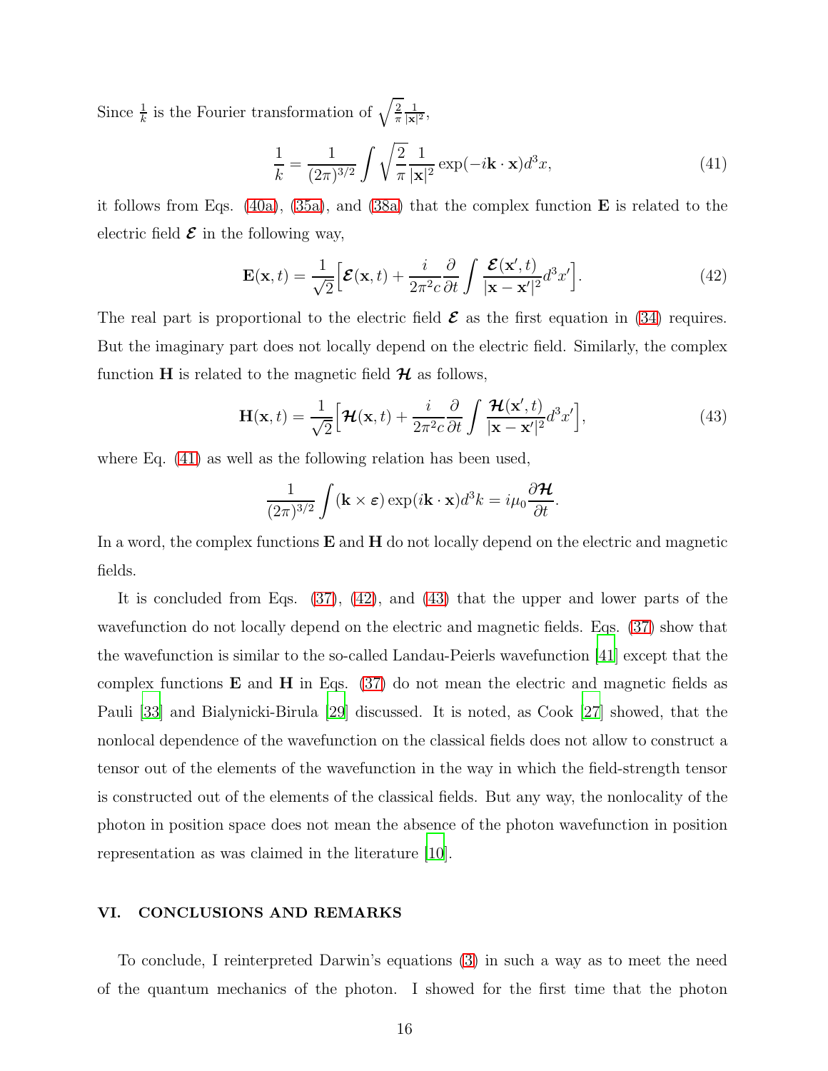Since $\frac{1}{k}$ is the Fourier transformation of $\sqrt{\frac{2}{\pi}}\frac{1}{|\mathbf{x}|^2}$,

$$\frac{1}{k} = \frac{1}{(2\pi)^{3/2}}\int \sqrt{\frac{2}{\pi}}\frac{1}{|\mathbf{x}|^2}\exp(-i\mathbf{k}\cdot\mathbf{x})d^3x, \tag{41}$$

it follows from Eqs. (40a), (35a), and (38a) that the complex function $\mathbf{E}$ is related to the electric field $\boldsymbol{\mathcal{E}}$ in the following way,

$$\mathbf{E}(\mathbf{x},t) = \frac{1}{\sqrt{2}}\Big[\boldsymbol{\mathcal{E}}(\mathbf{x},t) + \frac{i}{2\pi^2 c}\frac{\partial}{\partial t}\int \frac{\boldsymbol{\mathcal{E}}(\mathbf{x}',t)}{|\mathbf{x}-\mathbf{x}'|^2}d^3x'\Big]. \tag{42}$$

The real part is proportional to the electric field $\boldsymbol{\mathcal{E}}$ as the first equation in (34) requires. But the imaginary part does not locally depend on the electric field. Similarly, the complex function $\mathbf{H}$ is related to the magnetic field $\boldsymbol{\mathcal{H}}$ as follows,

$$\mathbf{H}(\mathbf{x},t) = \frac{1}{\sqrt{2}}\Big[\boldsymbol{\mathcal{H}}(\mathbf{x},t) + \frac{i}{2\pi^2 c}\frac{\partial}{\partial t}\int \frac{\boldsymbol{\mathcal{H}}(\mathbf{x}',t)}{|\mathbf{x}-\mathbf{x}'|^2}d^3x'\Big], \tag{43}$$

where Eq. (41) as well as the following relation has been used,

$$\frac{1}{(2\pi)^{3/2}}\int (\mathbf{k}\times\boldsymbol{\varepsilon})\exp(i\mathbf{k}\cdot\mathbf{x})d^3k = i\mu_0\frac{\partial\boldsymbol{\mathcal{H}}}{\partial t}.$$

In a word, the complex functions $\mathbf{E}$ and $\mathbf{H}$ do not locally depend on the electric and magnetic fields.

It is concluded from Eqs. (37), (42), and (43) that the upper and lower parts of the wavefunction do not locally depend on the electric and magnetic fields. Eqs. (37) show that the wavefunction is similar to the so-called Landau-Peierls wavefunction [41] except that the complex functions $\mathbf{E}$ and $\mathbf{H}$ in Eqs. (37) do not mean the electric and magnetic fields as Pauli [33] and Bialynicki-Birula [29] discussed. It is noted, as Cook [27] showed, that the nonlocal dependence of the wavefunction on the classical fields does not allow to construct a tensor out of the elements of the wavefunction in the way in which the field-strength tensor is constructed out of the elements of the classical fields. But any way, the nonlocality of the photon in position space does not mean the absence of the photon wavefunction in position representation as was claimed in the literature [10].

## VI. CONCLUSIONS AND REMARKS

To conclude, I reinterpreted Darwin's equations (3) in such a way as to meet the need of the quantum mechanics of the photon. I showed for the first time that the photon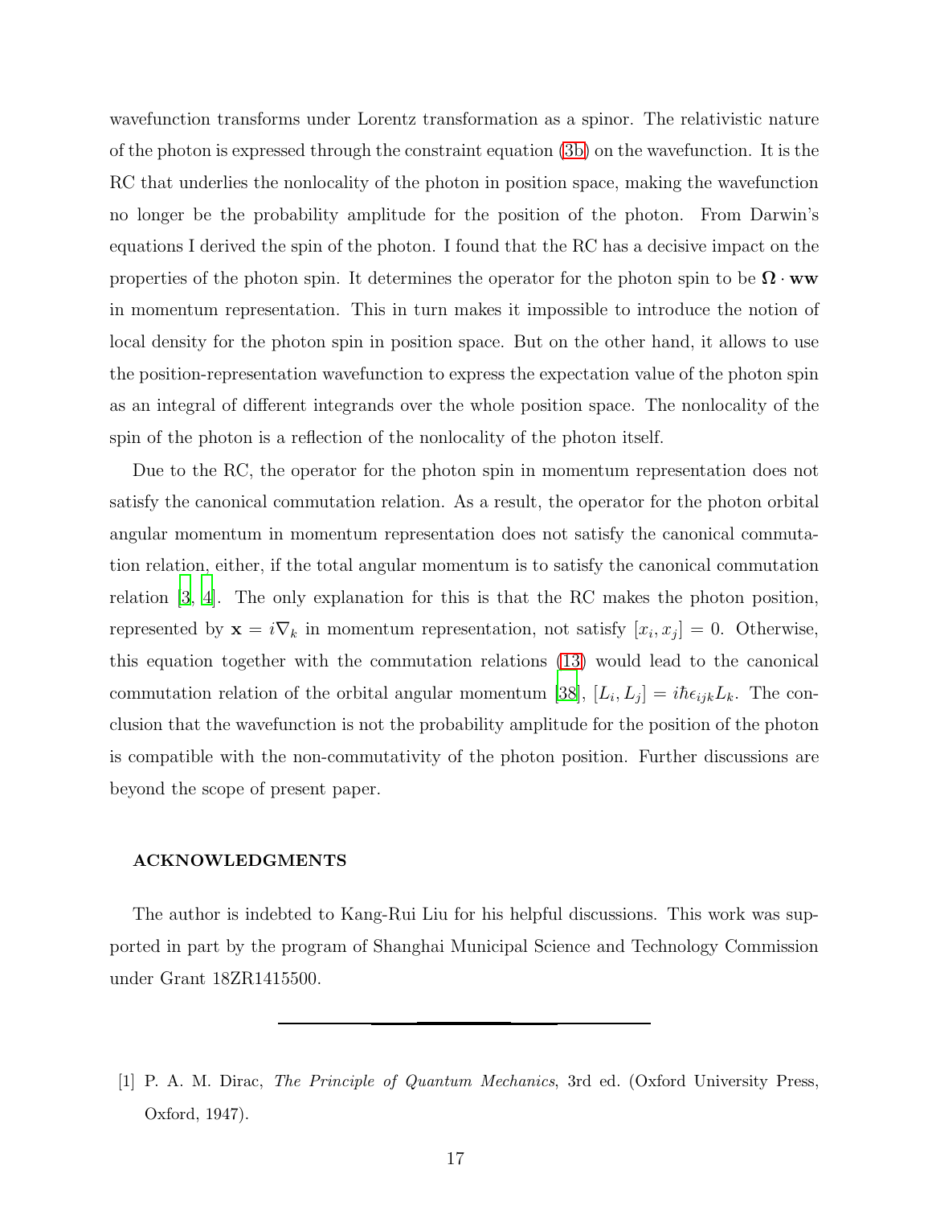wavefunction transforms under Lorentz transformation as a spinor. The relativistic nature of the photon is expressed through the constraint equation (3b) on the wavefunction. It is the RC that underlies the nonlocality of the photon in position space, making the wavefunction no longer be the probability amplitude for the position of the photon. From Darwin's equations I derived the spin of the photon. I found that the RC has a decisive impact on the properties of the photon spin. It determines the operator for the photon spin to be $\mathbf{\Omega} \cdot \mathbf{ww}$ in momentum representation. This in turn makes it impossible to introduce the notion of local density for the photon spin in position space. But on the other hand, it allows to use the position-representation wavefunction to express the expectation value of the photon spin as an integral of different integrands over the whole position space. The nonlocality of the spin of the photon is a reflection of the nonlocality of the photon itself.

Due to the RC, the operator for the photon spin in momentum representation does not satisfy the canonical commutation relation. As a result, the operator for the photon orbital angular momentum in momentum representation does not satisfy the canonical commutation relation, either, if the total angular momentum is to satisfy the canonical commutation relation [3, 4]. The only explanation for this is that the RC makes the photon position, represented by $\mathbf{x} = i\nabla_k$ in momentum representation, not satisfy $[x_i, x_j] = 0$. Otherwise, this equation together with the commutation relations (13) would lead to the canonical commutation relation of the orbital angular momentum [38], $[L_i, L_j] = i\hbar\epsilon_{ijk}L_k$. The conclusion that the wavefunction is not the probability amplitude for the position of the photon is compatible with the non-commutativity of the photon position. Further discussions are beyond the scope of present paper.

## ACKNOWLEDGMENTS

The author is indebted to Kang-Rui Liu for his helpful discussions. This work was supported in part by the program of Shanghai Municipal Science and Technology Commission under Grant 18ZR1415500.

---

[1] P. A. M. Dirac, *The Principle of Quantum Mechanics*, 3rd ed. (Oxford University Press, Oxford, 1947).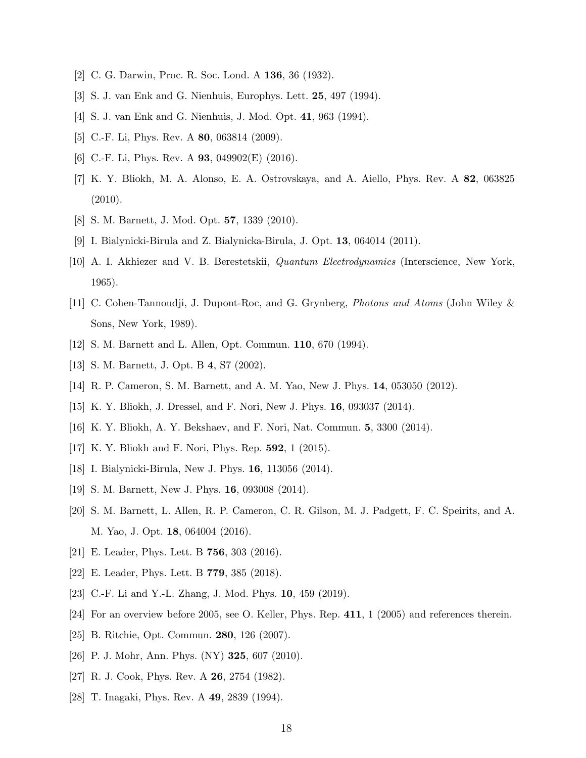[2] C. G. Darwin, Proc. R. Soc. Lond. A **136**, 36 (1932).

[3] S. J. van Enk and G. Nienhuis, Europhys. Lett. **25**, 497 (1994).

[4] S. J. van Enk and G. Nienhuis, J. Mod. Opt. **41**, 963 (1994).

[5] C.-F. Li, Phys. Rev. A **80**, 063814 (2009).

[6] C.-F. Li, Phys. Rev. A **93**, 049902(E) (2016).

[7] K. Y. Bliokh, M. A. Alonso, E. A. Ostrovskaya, and A. Aiello, Phys. Rev. A **82**, 063825 (2010).

[8] S. M. Barnett, J. Mod. Opt. **57**, 1339 (2010).

[9] I. Bialynicki-Birula and Z. Bialynicka-Birula, J. Opt. **13**, 064014 (2011).

[10] A. I. Akhiezer and V. B. Berestetskii, *Quantum Electrodynamics* (Interscience, New York, 1965).

[11] C. Cohen-Tannoudji, J. Dupont-Roc, and G. Grynberg, *Photons and Atoms* (John Wiley & Sons, New York, 1989).

[12] S. M. Barnett and L. Allen, Opt. Commun. **110**, 670 (1994).

[13] S. M. Barnett, J. Opt. B **4**, S7 (2002).

[14] R. P. Cameron, S. M. Barnett, and A. M. Yao, New J. Phys. **14**, 053050 (2012).

[15] K. Y. Bliokh, J. Dressel, and F. Nori, New J. Phys. **16**, 093037 (2014).

[16] K. Y. Bliokh, A. Y. Bekshaev, and F. Nori, Nat. Commun. **5**, 3300 (2014).

[17] K. Y. Bliokh and F. Nori, Phys. Rep. **592**, 1 (2015).

[18] I. Bialynicki-Birula, New J. Phys. **16**, 113056 (2014).

[19] S. M. Barnett, New J. Phys. **16**, 093008 (2014).

[20] S. M. Barnett, L. Allen, R. P. Cameron, C. R. Gilson, M. J. Padgett, F. C. Speirits, and A. M. Yao, J. Opt. **18**, 064004 (2016).

[21] E. Leader, Phys. Lett. B **756**, 303 (2016).

[22] E. Leader, Phys. Lett. B **779**, 385 (2018).

[23] C.-F. Li and Y.-L. Zhang, J. Mod. Phys. **10**, 459 (2019).

[24] For an overview before 2005, see O. Keller, Phys. Rep. **411**, 1 (2005) and references therein.

[25] B. Ritchie, Opt. Commun. **280**, 126 (2007).

[26] P. J. Mohr, Ann. Phys. (NY) **325**, 607 (2010).

[27] R. J. Cook, Phys. Rev. A **26**, 2754 (1982).

[28] T. Inagaki, Phys. Rev. A **49**, 2839 (1994).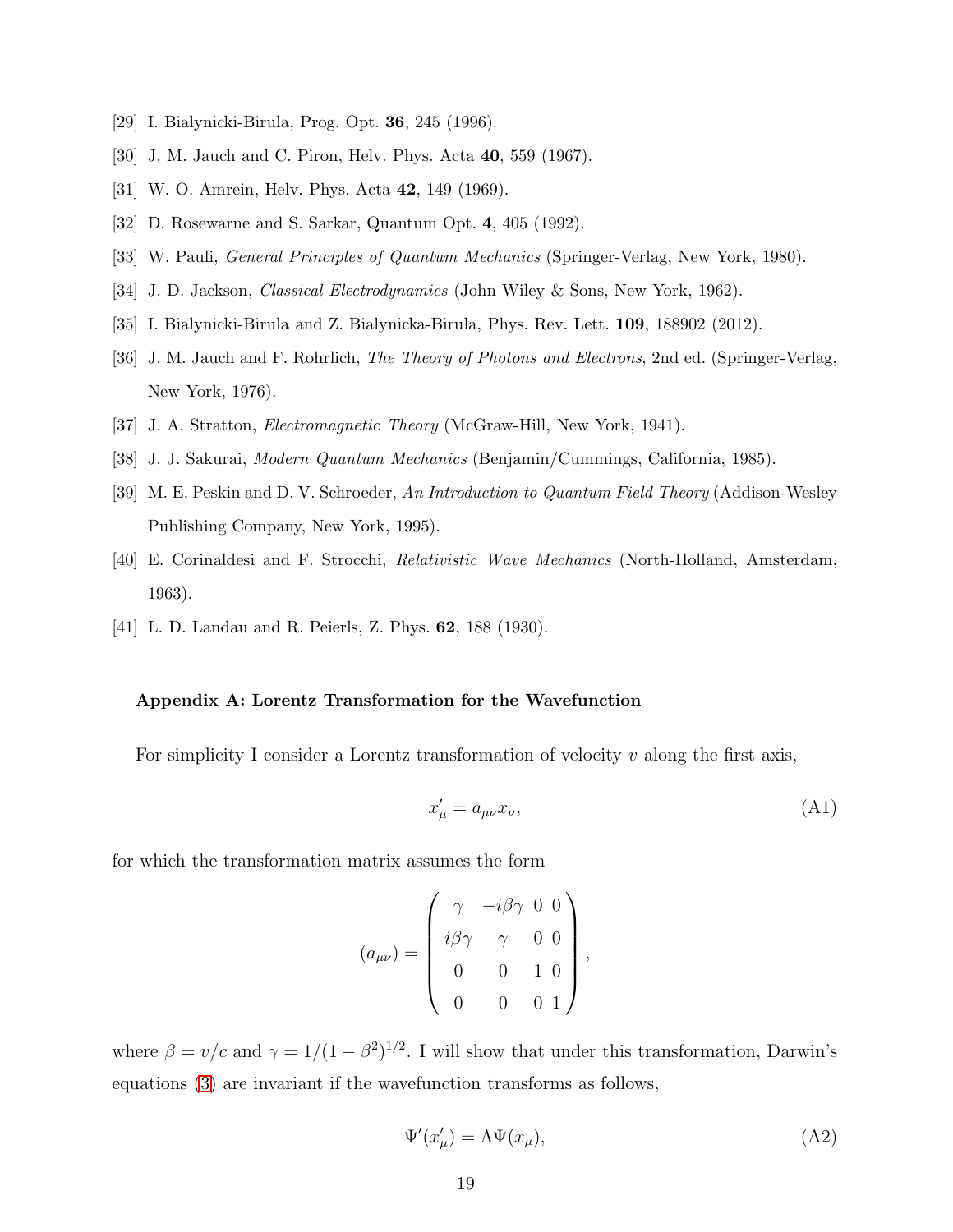[29] I. Bialynicki-Birula, Prog. Opt. **36**, 245 (1996).

[30] J. M. Jauch and C. Piron, Helv. Phys. Acta **40**, 559 (1967).

[31] W. O. Amrein, Helv. Phys. Acta **42**, 149 (1969).

[32] D. Rosewarne and S. Sarkar, Quantum Opt. **4**, 405 (1992).

[33] W. Pauli, *General Principles of Quantum Mechanics* (Springer-Verlag, New York, 1980).

[34] J. D. Jackson, *Classical Electrodynamics* (John Wiley & Sons, New York, 1962).

[35] I. Bialynicki-Birula and Z. Bialynicka-Birula, Phys. Rev. Lett. **109**, 188902 (2012).

[36] J. M. Jauch and F. Rohrlich, *The Theory of Photons and Electrons*, 2nd ed. (Springer-Verlag, New York, 1976).

[37] J. A. Stratton, *Electromagnetic Theory* (McGraw-Hill, New York, 1941).

[38] J. J. Sakurai, *Modern Quantum Mechanics* (Benjamin/Cummings, California, 1985).

[39] M. E. Peskin and D. V. Schroeder, *An Introduction to Quantum Field Theory* (Addison-Wesley Publishing Company, New York, 1995).

[40] E. Corinaldesi and F. Strocchi, *Relativistic Wave Mechanics* (North-Holland, Amsterdam, 1963).

[41] L. D. Landau and R. Peierls, Z. Phys. **62**, 188 (1930).

#### Appendix A: Lorentz Transformation for the Wavefunction

For simplicity I consider a Lorentz transformation of velocity $v$ along the first axis,

$$x'_\mu = a_{\mu\nu} x_\nu, \tag{A1}$$

for which the transformation matrix assumes the form

$$(a_{\mu\nu}) = \begin{pmatrix} \gamma & -i\beta\gamma & 0 & 0 \\ i\beta\gamma & \gamma & 0 & 0 \\ 0 & 0 & 1 & 0 \\ 0 & 0 & 0 & 1 \end{pmatrix},$$

where $\beta = v/c$ and $\gamma = 1/(1-\beta^2)^{1/2}$. I will show that under this transformation, Darwin's equations (3) are invariant if the wavefunction transforms as follows,

$$\Psi'(x'_\mu) = \Lambda \Psi(x_\mu), \tag{A2}$$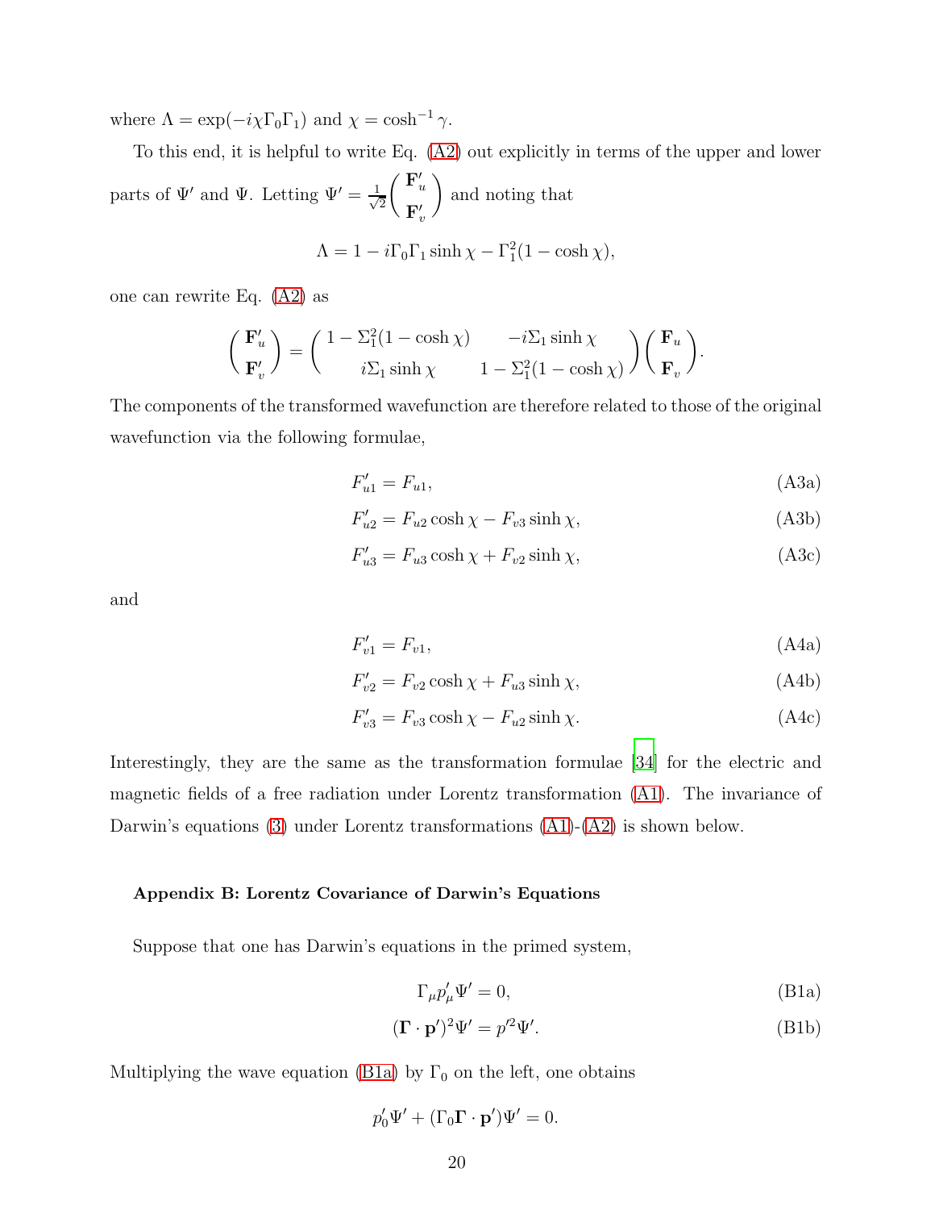where $\Lambda = \exp(-i\chi\Gamma_0\Gamma_1)$ and $\chi = \cosh^{-1}\gamma$.

To this end, it is helpful to write Eq. (A2) out explicitly in terms of the upper and lower parts of $\Psi'$ and $\Psi$. Letting $\Psi' = \frac{1}{\sqrt{2}}\begin{pmatrix} \mathbf{F}'_u \\ \mathbf{F}'_v \end{pmatrix}$ and noting that

$$\Lambda = 1 - i\Gamma_0\Gamma_1 \sinh\chi - \Gamma_1^2(1-\cosh\chi),$$

one can rewrite Eq. (A2) as

$$\begin{pmatrix} \mathbf{F}'_u \\ \mathbf{F}'_v \end{pmatrix} = \begin{pmatrix} 1-\Sigma_1^2(1-\cosh\chi) & -i\Sigma_1\sinh\chi \\ i\Sigma_1\sinh\chi & 1-\Sigma_1^2(1-\cosh\chi) \end{pmatrix} \begin{pmatrix} \mathbf{F}_u \\ \mathbf{F}_v \end{pmatrix}.$$

The components of the transformed wavefunction are therefore related to those of the original wavefunction via the following formulae,

$$F'_{u1} = F_{u1}, \tag{A3a}$$

$$F'_{u2} = F_{u2}\cosh\chi - F_{v3}\sinh\chi, \tag{A3b}$$

$$F'_{u3} = F_{u3}\cosh\chi + F_{v2}\sinh\chi, \tag{A3c}$$

and

$$F'_{v1} = F_{v1}, \tag{A4a}$$

$$F'_{v2} = F_{v2}\cosh\chi + F_{u3}\sinh\chi, \tag{A4b}$$

$$F'_{v3} = F_{v3}\cosh\chi - F_{u2}\sinh\chi. \tag{A4c}$$

Interestingly, they are the same as the transformation formulae [34] for the electric and magnetic fields of a free radiation under Lorentz transformation (A1). The invariance of Darwin's equations (3) under Lorentz transformations (A1)-(A2) is shown below.

### Appendix B: Lorentz Covariance of Darwin's Equations

Suppose that one has Darwin's equations in the primed system,

$$\Gamma_\mu p'_\mu \Psi' = 0, \tag{B1a}$$

$$(\mathbf{\Gamma}\cdot\mathbf{p}')^2\Psi' = p'^2\Psi'. \tag{B1b}$$

Multiplying the wave equation (B1a) by $\Gamma_0$ on the left, one obtains

$$p'_0\Psi' + (\Gamma_0\mathbf{\Gamma}\cdot\mathbf{p}')\Psi' = 0.$$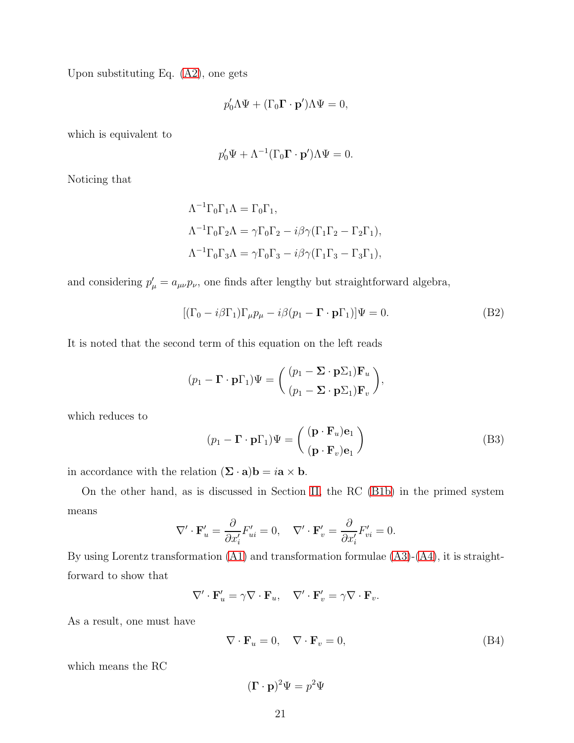Upon substituting Eq. (A2), one gets

$$p_0' \Lambda \Psi + (\Gamma_0 \mathbf{\Gamma} \cdot \mathbf{p}') \Lambda \Psi = 0,$$

which is equivalent to

$$p_0' \Psi + \Lambda^{-1} (\Gamma_0 \mathbf{\Gamma} \cdot \mathbf{p}') \Lambda \Psi = 0.$$

Noticing that

$$\begin{aligned}
&\Lambda^{-1} \Gamma_0 \Gamma_1 \Lambda = \Gamma_0 \Gamma_1, \\
&\Lambda^{-1} \Gamma_0 \Gamma_2 \Lambda = \gamma \Gamma_0 \Gamma_2 - i\beta\gamma(\Gamma_1 \Gamma_2 - \Gamma_2 \Gamma_1), \\
&\Lambda^{-1} \Gamma_0 \Gamma_3 \Lambda = \gamma \Gamma_0 \Gamma_3 - i\beta\gamma(\Gamma_1 \Gamma_3 - \Gamma_3 \Gamma_1),
\end{aligned}$$

and considering $p'_\mu = a_{\mu\nu} p_\nu$, one finds after lengthy but straightforward algebra,

$$[(\Gamma_0 - i\beta\Gamma_1)\Gamma_\mu p_\mu - i\beta(p_1 - \mathbf{\Gamma} \cdot \mathbf{p}\Gamma_1)]\Psi = 0. \tag{B2}$$

It is noted that the second term of this equation on the left reads

$$(p_1 - \mathbf{\Gamma} \cdot \mathbf{p}\Gamma_1)\Psi = \begin{pmatrix} (p_1 - \mathbf{\Sigma} \cdot \mathbf{p}\Sigma_1)\mathbf{F}_u \\ (p_1 - \mathbf{\Sigma} \cdot \mathbf{p}\Sigma_1)\mathbf{F}_v \end{pmatrix},$$

which reduces to

$$(p_1 - \mathbf{\Gamma} \cdot \mathbf{p}\Gamma_1)\Psi = \begin{pmatrix} (\mathbf{p} \cdot \mathbf{F}_u)\mathbf{e}_1 \\ (\mathbf{p} \cdot \mathbf{F}_v)\mathbf{e}_1 \end{pmatrix} \tag{B3}$$

in accordance with the relation $(\mathbf{\Sigma} \cdot \mathbf{a})\mathbf{b} = i\mathbf{a} \times \mathbf{b}$.

On the other hand, as is discussed in Section II, the RC (B1b) in the primed system means

$$\nabla' \cdot \mathbf{F}'_u = \frac{\partial}{\partial x'_i} F'_{ui} = 0, \quad \nabla' \cdot \mathbf{F}'_v = \frac{\partial}{\partial x'_i} F'_{vi} = 0.$$

By using Lorentz transformation (A1) and transformation formulae (A3)-(A4), it is straightforward to show that

$$\nabla' \cdot \mathbf{F}'_u = \gamma \nabla \cdot \mathbf{F}_u, \quad \nabla' \cdot \mathbf{F}'_v = \gamma \nabla \cdot \mathbf{F}_v.$$

As a result, one must have

$$\nabla \cdot \mathbf{F}_u = 0, \quad \nabla \cdot \mathbf{F}_v = 0, \tag{B4}$$

which means the RC

$$(\mathbf{\Gamma} \cdot \mathbf{p})^2 \Psi = p^2 \Psi$$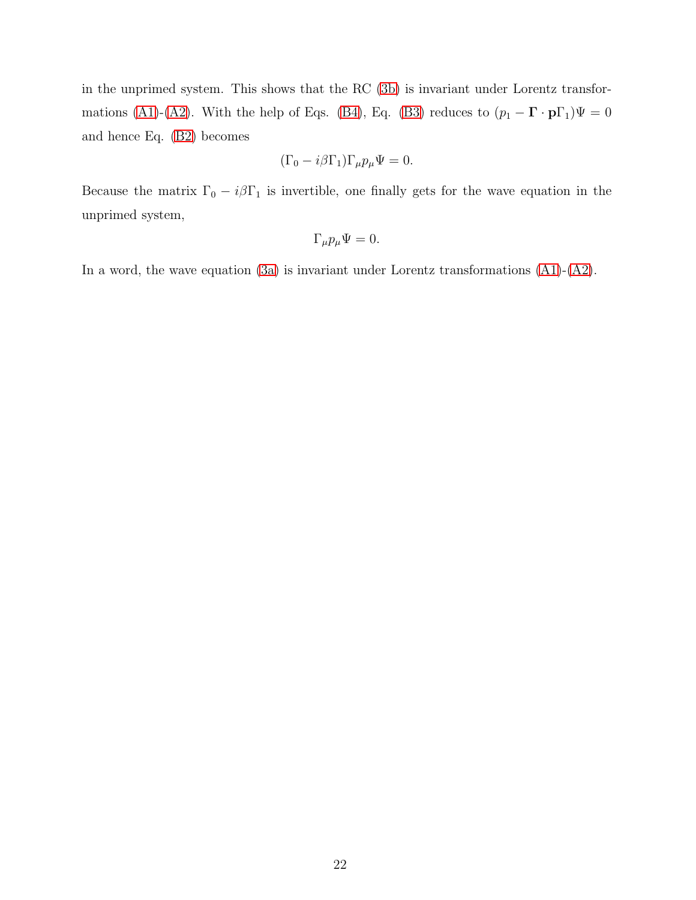in the unprimed system. This shows that the RC (3b) is invariant under Lorentz transformations (A1)-(A2). With the help of Eqs. (B4), Eq. (B3) reduces to $(p_1 - \mathbf{\Gamma} \cdot \mathbf{p}\Gamma_1)\Psi = 0$ and hence Eq. (B2) becomes

$$(\Gamma_0 - i\beta\Gamma_1)\Gamma_\mu p_\mu \Psi = 0.$$

Because the matrix $\Gamma_0 - i\beta\Gamma_1$ is invertible, one finally gets for the wave equation in the unprimed system,

$$\Gamma_\mu p_\mu \Psi = 0.$$

In a word, the wave equation (3a) is invariant under Lorentz transformations (A1)-(A2).